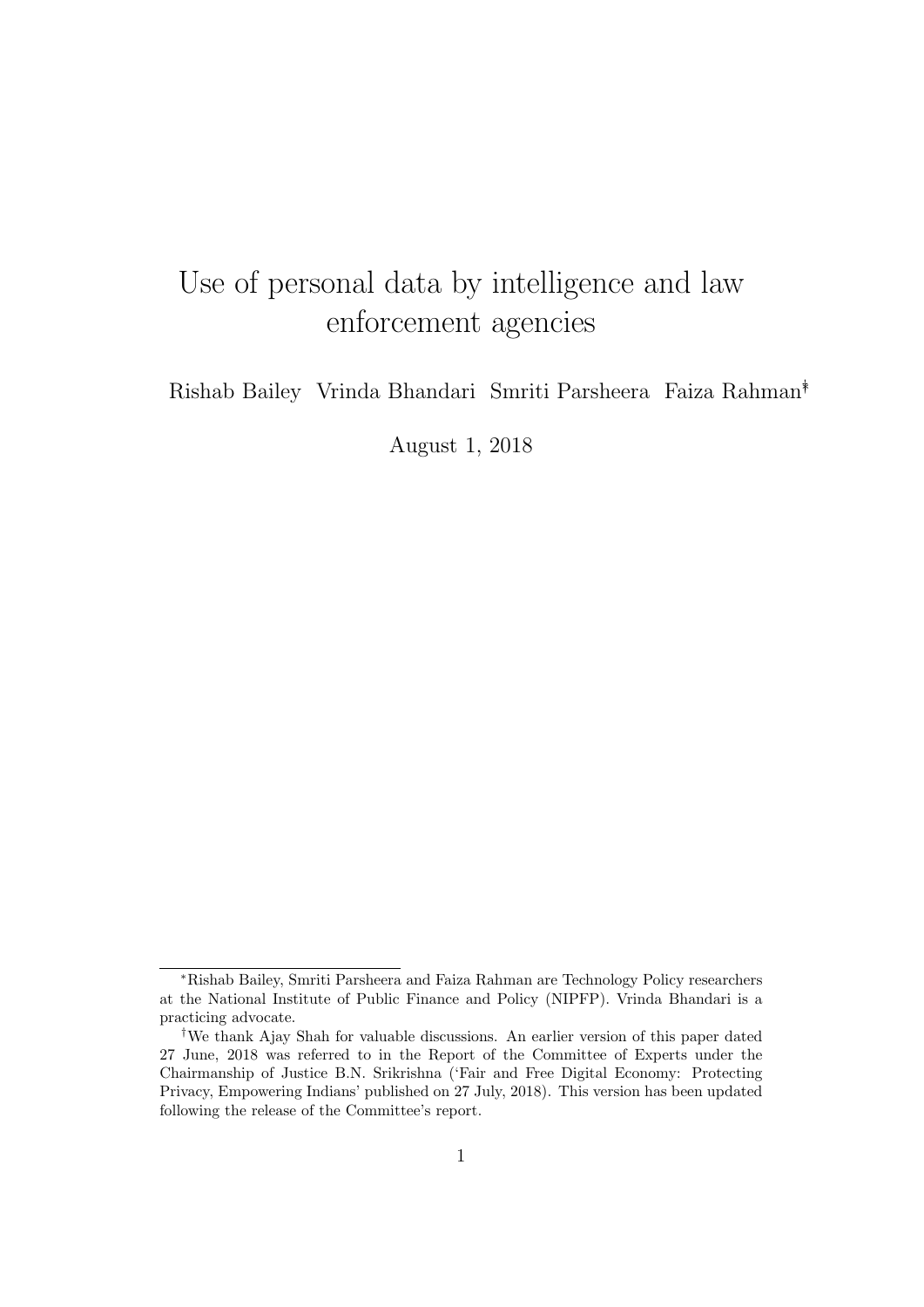# Use of personal data by intelligence and law enforcement agencies

Rishab Bailey Vrinda Bhandari Smriti Parsheera Faiza Rahman[*†]

August 1, 2018

---

[*] Rishab Bailey, Smriti Parsheera and Faiza Rahman are Technology Policy researchers at the National Institute of Public Finance and Policy (NIPFP). Vrinda Bhandari is a practicing advocate.

[†] We thank Ajay Shah for valuable discussions. An earlier version of this paper dated 27 June, 2018 was referred to in the Report of the Committee of Experts under the Chairmanship of Justice B.N. Srikrishna ('Fair and Free Digital Economy: Protecting Privacy, Empowering Indians' published on 27 July, 2018). This version has been updated following the release of the Committee's report.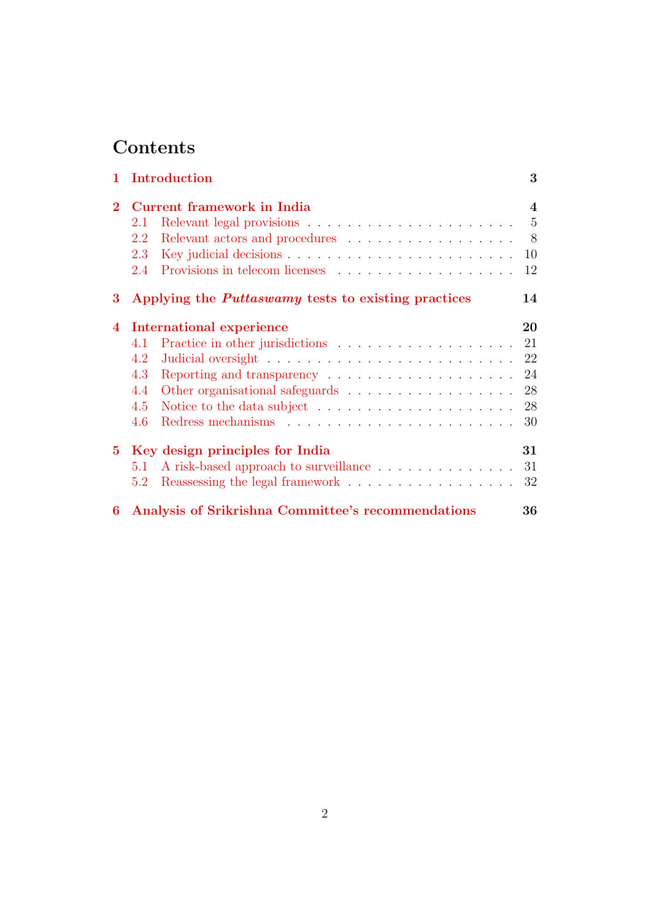# Contents

**1 Introduction** **3**

**2 Current framework in India** **4**

- 2.1 Relevant legal provisions 5
- 2.2 Relevant actors and procedures 8
- 2.3 Key judicial decisions 10
- 2.4 Provisions in telecom licenses 12

**3 Applying the *Puttaswamy* tests to existing practices** **14**

**4 International experience** **20**

- 4.1 Practice in other jurisdictions 21
- 4.2 Judicial oversight 22
- 4.3 Reporting and transparency 24
- 4.4 Other organisational safeguards 28
- 4.5 Notice to the data subject 28
- 4.6 Redress mechanisms 30

**5 Key design principles for India** **31**

- 5.1 A risk-based approach to surveillance 31
- 5.2 Reassessing the legal framework 32

**6 Analysis of Srikrishna Committee's recommendations** **36**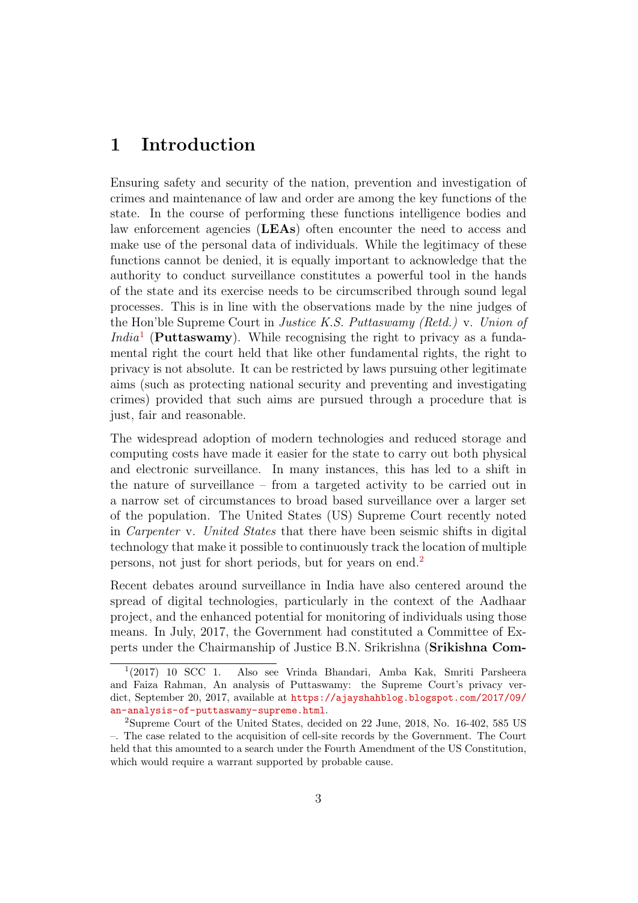# 1 Introduction

Ensuring safety and security of the nation, prevention and investigation of crimes and maintenance of law and order are among the key functions of the state. In the course of performing these functions intelligence bodies and law enforcement agencies (**LEAs**) often encounter the need to access and make use of the personal data of individuals. While the legitimacy of these functions cannot be denied, it is equally important to acknowledge that the authority to conduct surveillance constitutes a powerful tool in the hands of the state and its exercise needs to be circumscribed through sound legal processes. This is in line with the observations made by the nine judges of the Hon'ble Supreme Court in *Justice K.S. Puttaswamy (Retd.)* v. *Union of India*[1] (**Puttaswamy**). While recognising the right to privacy as a fundamental right the court held that like other fundamental rights, the right to privacy is not absolute. It can be restricted by laws pursuing other legitimate aims (such as protecting national security and preventing and investigating crimes) provided that such aims are pursued through a procedure that is just, fair and reasonable.

The widespread adoption of modern technologies and reduced storage and computing costs have made it easier for the state to carry out both physical and electronic surveillance. In many instances, this has led to a shift in the nature of surveillance – from a targeted activity to be carried out in a narrow set of circumstances to broad based surveillance over a larger set of the population. The United States (US) Supreme Court recently noted in *Carpenter* v. *United States* that there have been seismic shifts in digital technology that make it possible to continuously track the location of multiple persons, not just for short periods, but for years on end.[2]

Recent debates around surveillance in India have also centered around the spread of digital technologies, particularly in the context of the Aadhaar project, and the enhanced potential for monitoring of individuals using those means. In July, 2017, the Government had constituted a Committee of Experts under the Chairmanship of Justice B.N. Srikrishna (**Srikishna Com-**

---

[1] (2017) 10 SCC 1. Also see Vrinda Bhandari, Amba Kak, Smriti Parsheera and Faiza Rahman, An analysis of Puttaswamy: the Supreme Court's privacy verdict, September 20, 2017, available at https://ajayshahblog.blogspot.com/2017/09/an-analysis-of-puttaswamy-supreme.html.

[2] Supreme Court of the United States, decided on 22 June, 2018, No. 16-402, 585 US –. The case related to the acquisition of cell-site records by the Government. The Court held that this amounted to a search under the Fourth Amendment of the US Constitution, which would require a warrant supported by probable cause.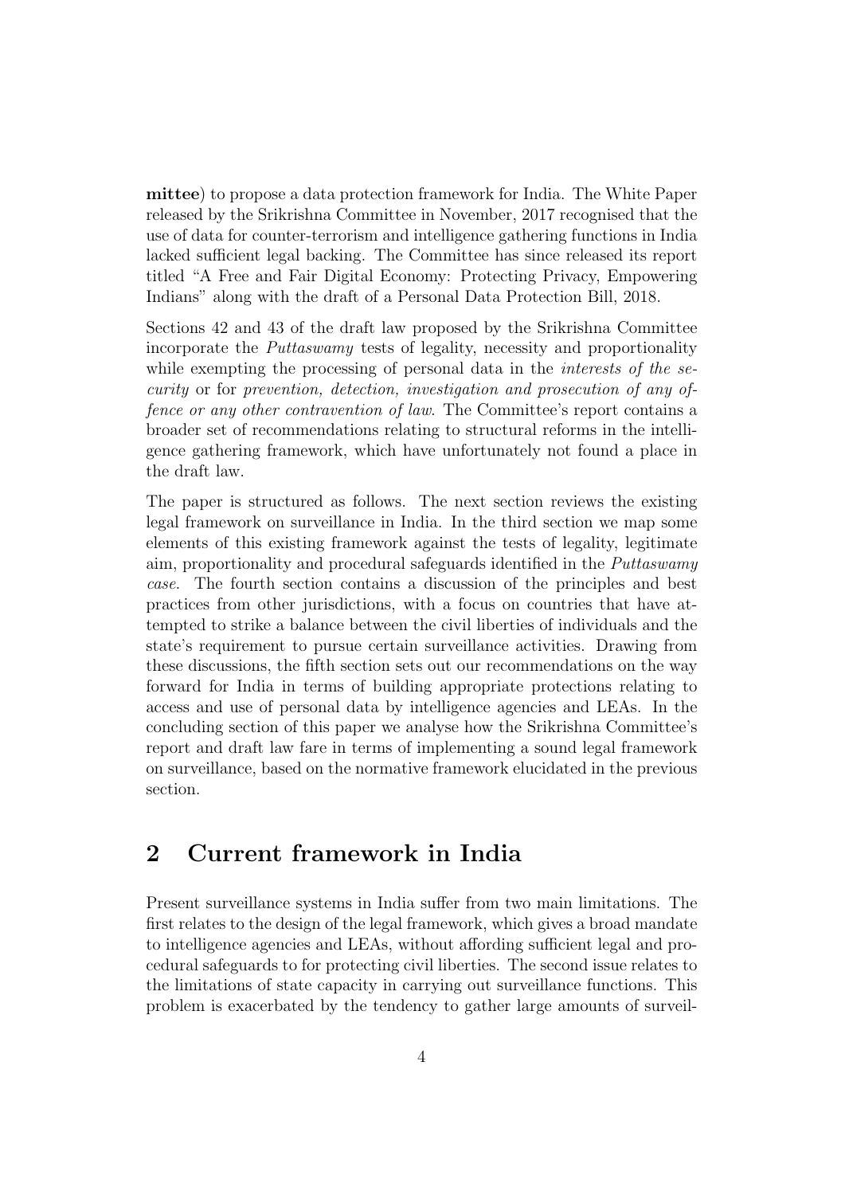**mittee**) to propose a data protection framework for India. The White Paper released by the Srikrishna Committee in November, 2017 recognised that the use of data for counter-terrorism and intelligence gathering functions in India lacked sufficient legal backing. The Committee has since released its report titled "A Free and Fair Digital Economy: Protecting Privacy, Empowering Indians" along with the draft of a Personal Data Protection Bill, 2018.

Sections 42 and 43 of the draft law proposed by the Srikrishna Committee incorporate the *Puttaswamy* tests of legality, necessity and proportionality while exempting the processing of personal data in the *interests of the security* or for *prevention, detection, investigation and prosecution of any offence or any other contravention of law*. The Committee's report contains a broader set of recommendations relating to structural reforms in the intelligence gathering framework, which have unfortunately not found a place in the draft law.

The paper is structured as follows. The next section reviews the existing legal framework on surveillance in India. In the third section we map some elements of this existing framework against the tests of legality, legitimate aim, proportionality and procedural safeguards identified in the *Puttaswamy case*. The fourth section contains a discussion of the principles and best practices from other jurisdictions, with a focus on countries that have attempted to strike a balance between the civil liberties of individuals and the state's requirement to pursue certain surveillance activities. Drawing from these discussions, the fifth section sets out our recommendations on the way forward for India in terms of building appropriate protections relating to access and use of personal data by intelligence agencies and LEAs. In the concluding section of this paper we analyse how the Srikrishna Committee's report and draft law fare in terms of implementing a sound legal framework on surveillance, based on the normative framework elucidated in the previous section.

## 2 Current framework in India

Present surveillance systems in India suffer from two main limitations. The first relates to the design of the legal framework, which gives a broad mandate to intelligence agencies and LEAs, without affording sufficient legal and procedural safeguards to for protecting civil liberties. The second issue relates to the limitations of state capacity in carrying out surveillance functions. This problem is exacerbated by the tendency to gather large amounts of surveil-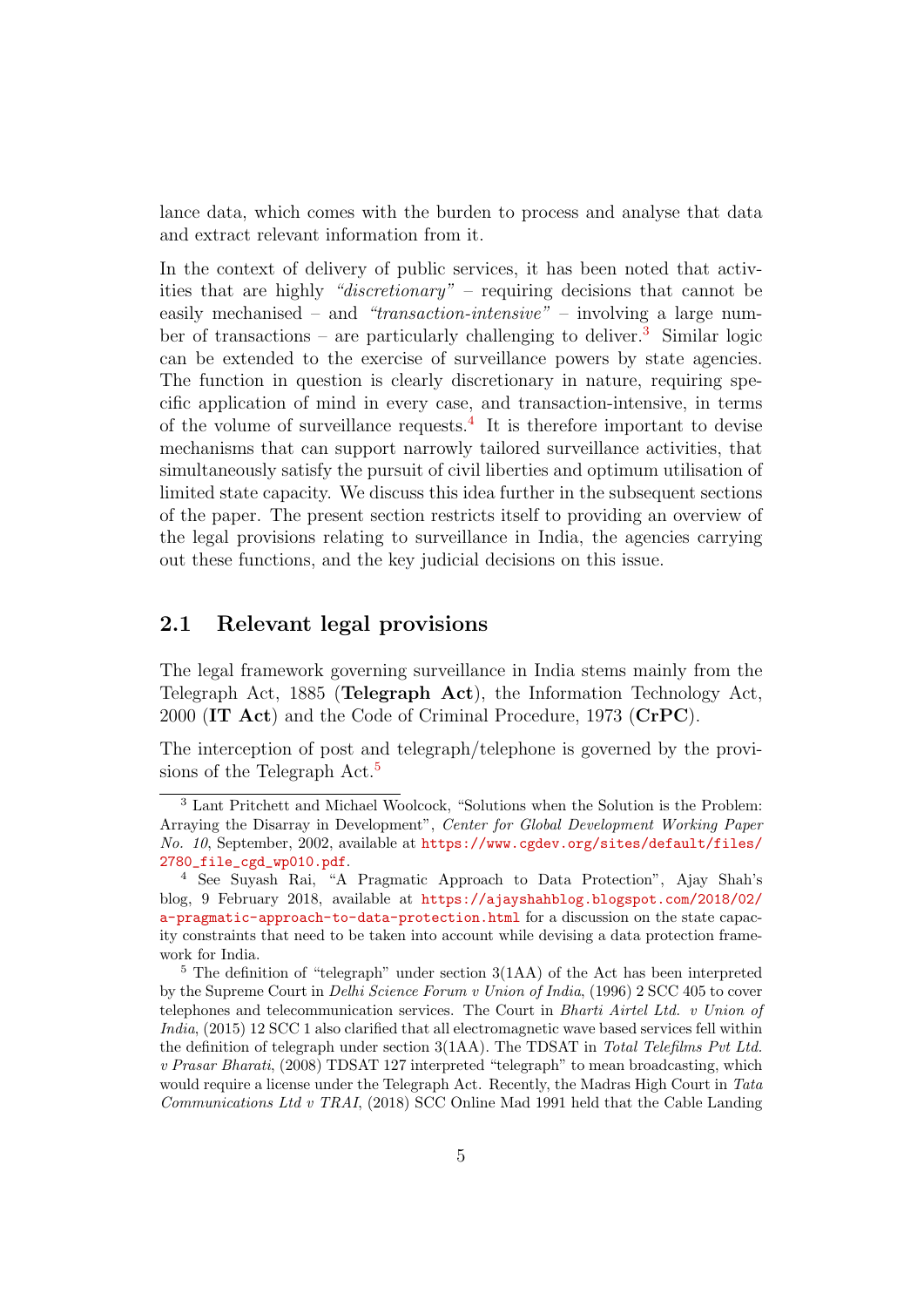lance data, which comes with the burden to process and analyse that data and extract relevant information from it.

In the context of delivery of public services, it has been noted that activities that are highly *"discretionary"* – requiring decisions that cannot be easily mechanised – and *"transaction-intensive"* – involving a large number of transactions – are particularly challenging to deliver.[3] Similar logic can be extended to the exercise of surveillance powers by state agencies. The function in question is clearly discretionary in nature, requiring specific application of mind in every case, and transaction-intensive, in terms of the volume of surveillance requests.[4] It is therefore important to devise mechanisms that can support narrowly tailored surveillance activities, that simultaneously satisfy the pursuit of civil liberties and optimum utilisation of limited state capacity. We discuss this idea further in the subsequent sections of the paper. The present section restricts itself to providing an overview of the legal provisions relating to surveillance in India, the agencies carrying out these functions, and the key judicial decisions on this issue.

## 2.1 Relevant legal provisions

The legal framework governing surveillance in India stems mainly from the Telegraph Act, 1885 (**Telegraph Act**), the Information Technology Act, 2000 (**IT Act**) and the Code of Criminal Procedure, 1973 (**CrPC**).

The interception of post and telegraph/telephone is governed by the provisions of the Telegraph Act.[5]

---

[3] Lant Pritchett and Michael Woolcock, "Solutions when the Solution is the Problem: Arraying the Disarray in Development", *Center for Global Development Working Paper No. 10*, September, 2002, available at https://www.cgdev.org/sites/default/files/2780_file_cgd_wp010.pdf.

[4] See Suyash Rai, "A Pragmatic Approach to Data Protection", Ajay Shah's blog, 9 February 2018, available at https://ajayshahblog.blogspot.com/2018/02/a-pragmatic-approach-to-data-protection.html for a discussion on the state capacity constraints that need to be taken into account while devising a data protection framework for India.

[5] The definition of "telegraph" under section 3(1AA) of the Act has been interpreted by the Supreme Court in *Delhi Science Forum v Union of India*, (1996) 2 SCC 405 to cover telephones and telecommunication services. The Court in *Bharti Airtel Ltd. v Union of India*, (2015) 12 SCC 1 also clarified that all electromagnetic wave based services fell within the definition of telegraph under section 3(1AA). The TDSAT in *Total Telefilms Pvt Ltd. v Prasar Bharati*, (2008) TDSAT 127 interpreted "telegraph" to mean broadcasting, which would require a license under the Telegraph Act. Recently, the Madras High Court in *Tata Communications Ltd v TRAI*, (2018) SCC Online Mad 1991 held that the Cable Landing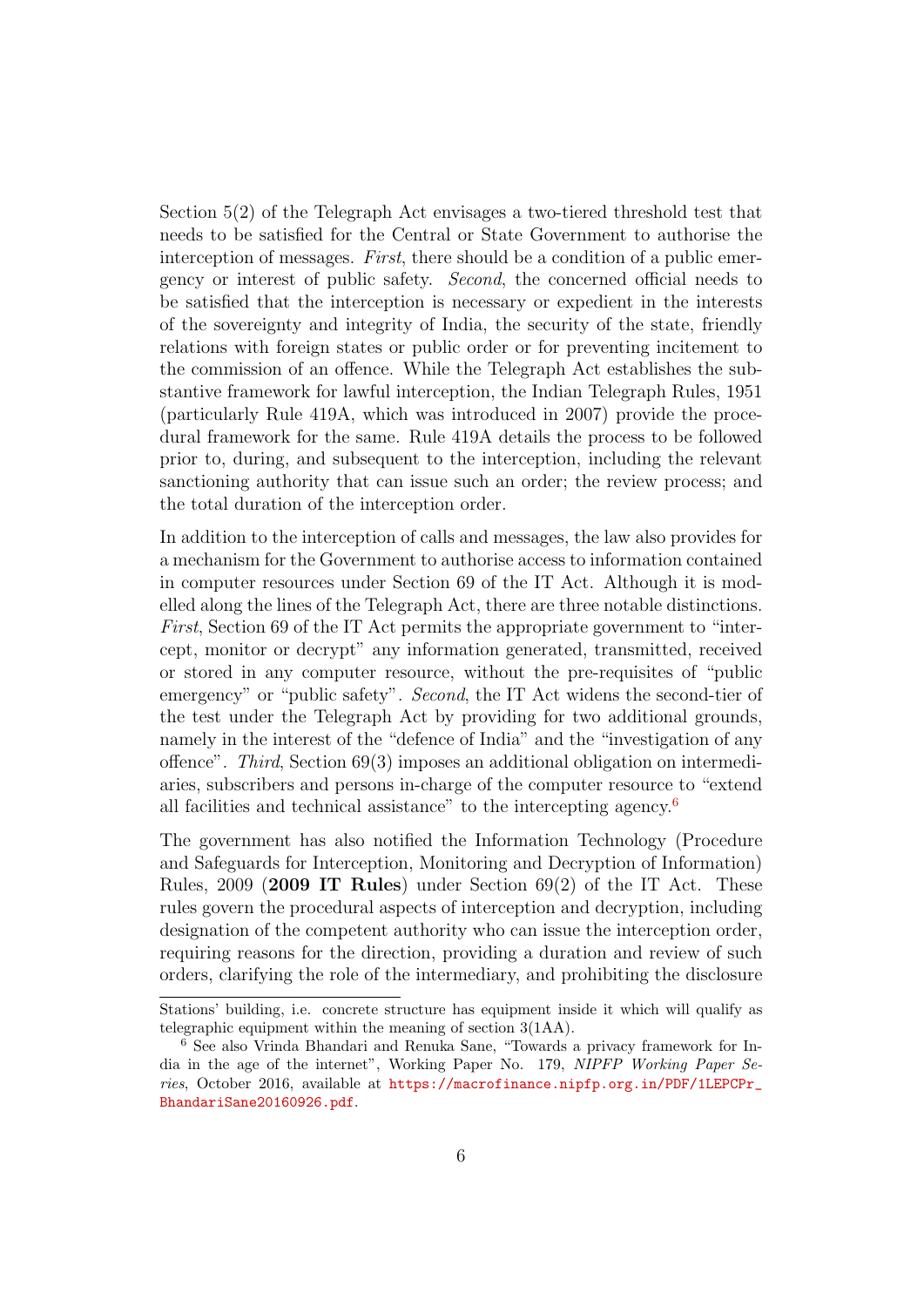Section 5(2) of the Telegraph Act envisages a two-tiered threshold test that needs to be satisfied for the Central or State Government to authorise the interception of messages. *First*, there should be a condition of a public emergency or interest of public safety. *Second*, the concerned official needs to be satisfied that the interception is necessary or expedient in the interests of the sovereignty and integrity of India, the security of the state, friendly relations with foreign states or public order or for preventing incitement to the commission of an offence. While the Telegraph Act establishes the substantive framework for lawful interception, the Indian Telegraph Rules, 1951 (particularly Rule 419A, which was introduced in 2007) provide the procedural framework for the same. Rule 419A details the process to be followed prior to, during, and subsequent to the interception, including the relevant sanctioning authority that can issue such an order; the review process; and the total duration of the interception order.

In addition to the interception of calls and messages, the law also provides for a mechanism for the Government to authorise access to information contained in computer resources under Section 69 of the IT Act. Although it is modelled along the lines of the Telegraph Act, there are three notable distinctions. *First*, Section 69 of the IT Act permits the appropriate government to "intercept, monitor or decrypt" any information generated, transmitted, received or stored in any computer resource, without the pre-requisites of "public emergency" or "public safety". *Second*, the IT Act widens the second-tier of the test under the Telegraph Act by providing for two additional grounds, namely in the interest of the "defence of India" and the "investigation of any offence". *Third*, Section 69(3) imposes an additional obligation on intermediaries, subscribers and persons in-charge of the computer resource to "extend all facilities and technical assistance" to the intercepting agency.[6]

The government has also notified the Information Technology (Procedure and Safeguards for Interception, Monitoring and Decryption of Information) Rules, 2009 (**2009 IT Rules**) under Section 69(2) of the IT Act. These rules govern the procedural aspects of interception and decryption, including designation of the competent authority who can issue the interception order, requiring reasons for the direction, providing a duration and review of such orders, clarifying the role of the intermediary, and prohibiting the disclosure

---

Stations' building, i.e. concrete structure has equipment inside it which will qualify as telegraphic equipment within the meaning of section 3(1AA).

[6] See also Vrinda Bhandari and Renuka Sane, "Towards a privacy framework for India in the age of the internet", Working Paper No. 179, *NIPFP Working Paper Series*, October 2016, available at https://macrofinance.nipfp.org.in/PDF/1LEPCPr_BhandariSane20160926.pdf.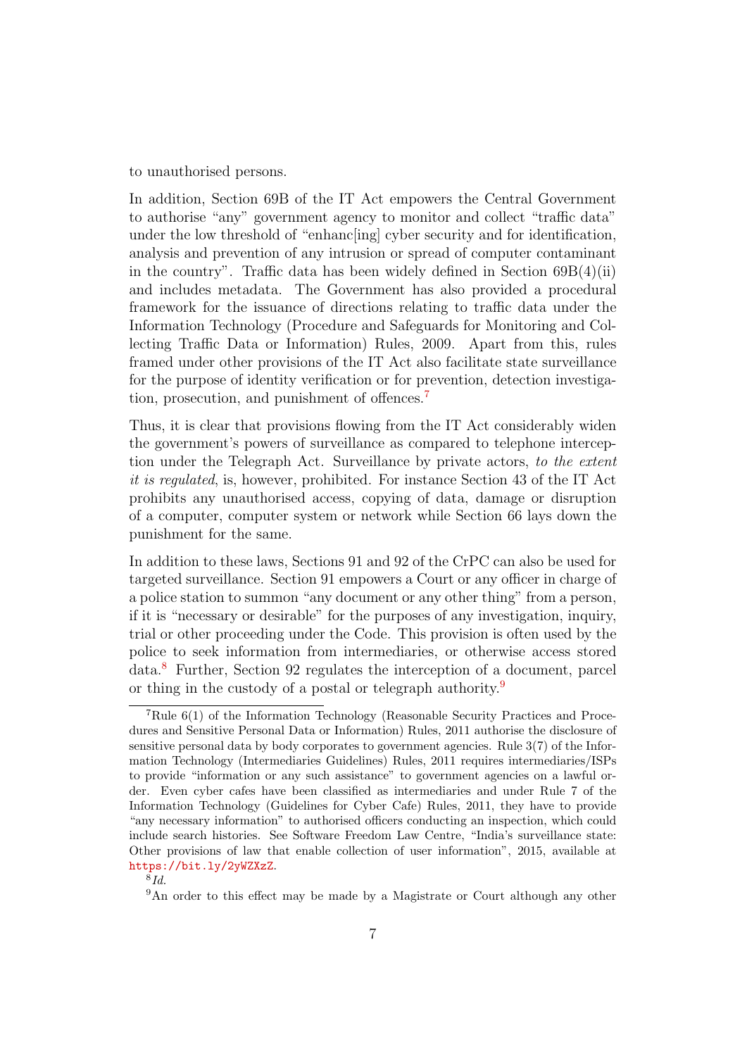to unauthorised persons.

In addition, Section 69B of the IT Act empowers the Central Government to authorise "any" government agency to monitor and collect "traffic data" under the low threshold of "enhanc[ing] cyber security and for identification, analysis and prevention of any intrusion or spread of computer contaminant in the country". Traffic data has been widely defined in Section 69B(4)(ii) and includes metadata. The Government has also provided a procedural framework for the issuance of directions relating to traffic data under the Information Technology (Procedure and Safeguards for Monitoring and Collecting Traffic Data or Information) Rules, 2009. Apart from this, rules framed under other provisions of the IT Act also facilitate state surveillance for the purpose of identity verification or for prevention, detection investigation, prosecution, and punishment of offences.[7]

Thus, it is clear that provisions flowing from the IT Act considerably widen the government's powers of surveillance as compared to telephone interception under the Telegraph Act. Surveillance by private actors, *to the extent it is regulated*, is, however, prohibited. For instance Section 43 of the IT Act prohibits any unauthorised access, copying of data, damage or disruption of a computer, computer system or network while Section 66 lays down the punishment for the same.

In addition to these laws, Sections 91 and 92 of the CrPC can also be used for targeted surveillance. Section 91 empowers a Court or any officer in charge of a police station to summon "any document or any other thing" from a person, if it is "necessary or desirable" for the purposes of any investigation, inquiry, trial or other proceeding under the Code. This provision is often used by the police to seek information from intermediaries, or otherwise access stored data.[8] Further, Section 92 regulates the interception of a document, parcel or thing in the custody of a postal or telegraph authority.[9]

---

[7] Rule 6(1) of the Information Technology (Reasonable Security Practices and Procedures and Sensitive Personal Data or Information) Rules, 2011 authorise the disclosure of sensitive personal data by body corporates to government agencies. Rule 3(7) of the Information Technology (Intermediaries Guidelines) Rules, 2011 requires intermediaries/ISPs to provide "information or any such assistance" to government agencies on a lawful order. Even cyber cafes have been classified as intermediaries and under Rule 7 of the Information Technology (Guidelines for Cyber Cafe) Rules, 2011, they have to provide "any necessary information" to authorised officers conducting an inspection, which could include search histories. See Software Freedom Law Centre, "India's surveillance state: Other provisions of law that enable collection of user information", 2015, available at https://bit.ly/2yWZXzZ.

[8] *Id.*

[9] An order to this effect may be made by a Magistrate or Court although any other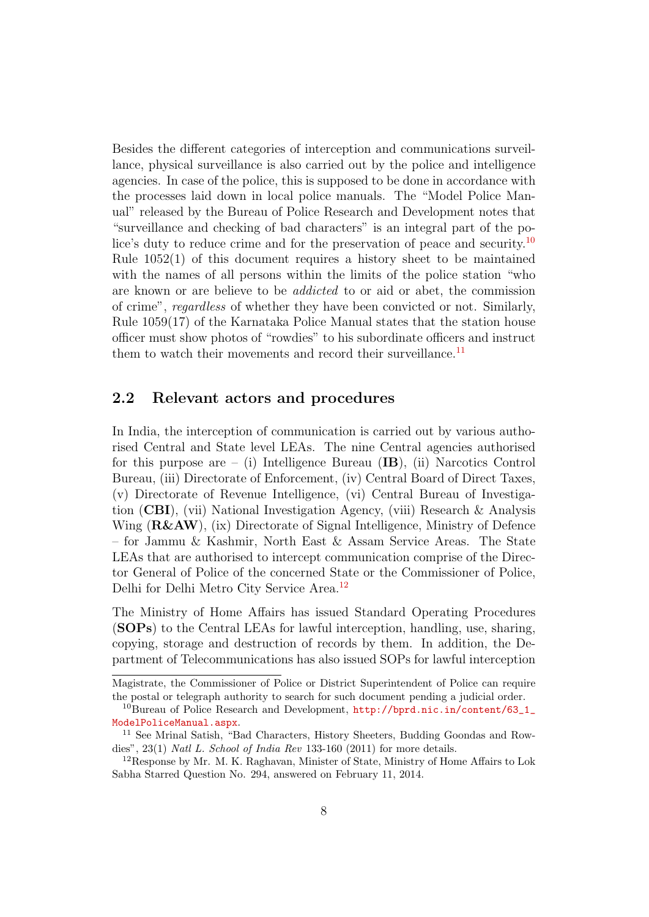Besides the different categories of interception and communications surveillance, physical surveillance is also carried out by the police and intelligence agencies. In case of the police, this is supposed to be done in accordance with the processes laid down in local police manuals. The "Model Police Manual" released by the Bureau of Police Research and Development notes that "surveillance and checking of bad characters" is an integral part of the police's duty to reduce crime and for the preservation of peace and security.[10] Rule 1052(1) of this document requires a history sheet to be maintained with the names of all persons within the limits of the police station "who are known or are believe to be *addicted* to or aid or abet, the commission of crime", *regardless* of whether they have been convicted or not. Similarly, Rule 1059(17) of the Karnataka Police Manual states that the station house officer must show photos of "rowdies" to his subordinate officers and instruct them to watch their movements and record their surveillance.[11]

## 2.2 Relevant actors and procedures

In India, the interception of communication is carried out by various authorised Central and State level LEAs. The nine Central agencies authorised for this purpose are – (i) Intelligence Bureau (**IB**), (ii) Narcotics Control Bureau, (iii) Directorate of Enforcement, (iv) Central Board of Direct Taxes, (v) Directorate of Revenue Intelligence, (vi) Central Bureau of Investigation (**CBI**), (vii) National Investigation Agency, (viii) Research & Analysis Wing (**R&AW**), (ix) Directorate of Signal Intelligence, Ministry of Defence – for Jammu & Kashmir, North East & Assam Service Areas. The State LEAs that are authorised to intercept communication comprise of the Director General of Police of the concerned State or the Commissioner of Police, Delhi for Delhi Metro City Service Area.[12]

The Ministry of Home Affairs has issued Standard Operating Procedures (**SOPs**) to the Central LEAs for lawful interception, handling, use, sharing, copying, storage and destruction of records by them. In addition, the Department of Telecommunications has also issued SOPs for lawful interception

---

Magistrate, the Commissioner of Police or District Superintendent of Police can require the postal or telegraph authority to search for such document pending a judicial order.

[10] Bureau of Police Research and Development, http://bprd.nic.in/content/63_1_ModelPoliceManual.aspx.

[11] See Mrinal Satish, "Bad Characters, History Sheeters, Budding Goondas and Rowdies", 23(1) *Natl L. School of India Rev* 133-160 (2011) for more details.

[12] Response by Mr. M. K. Raghavan, Minister of State, Ministry of Home Affairs to Lok Sabha Starred Question No. 294, answered on February 11, 2014.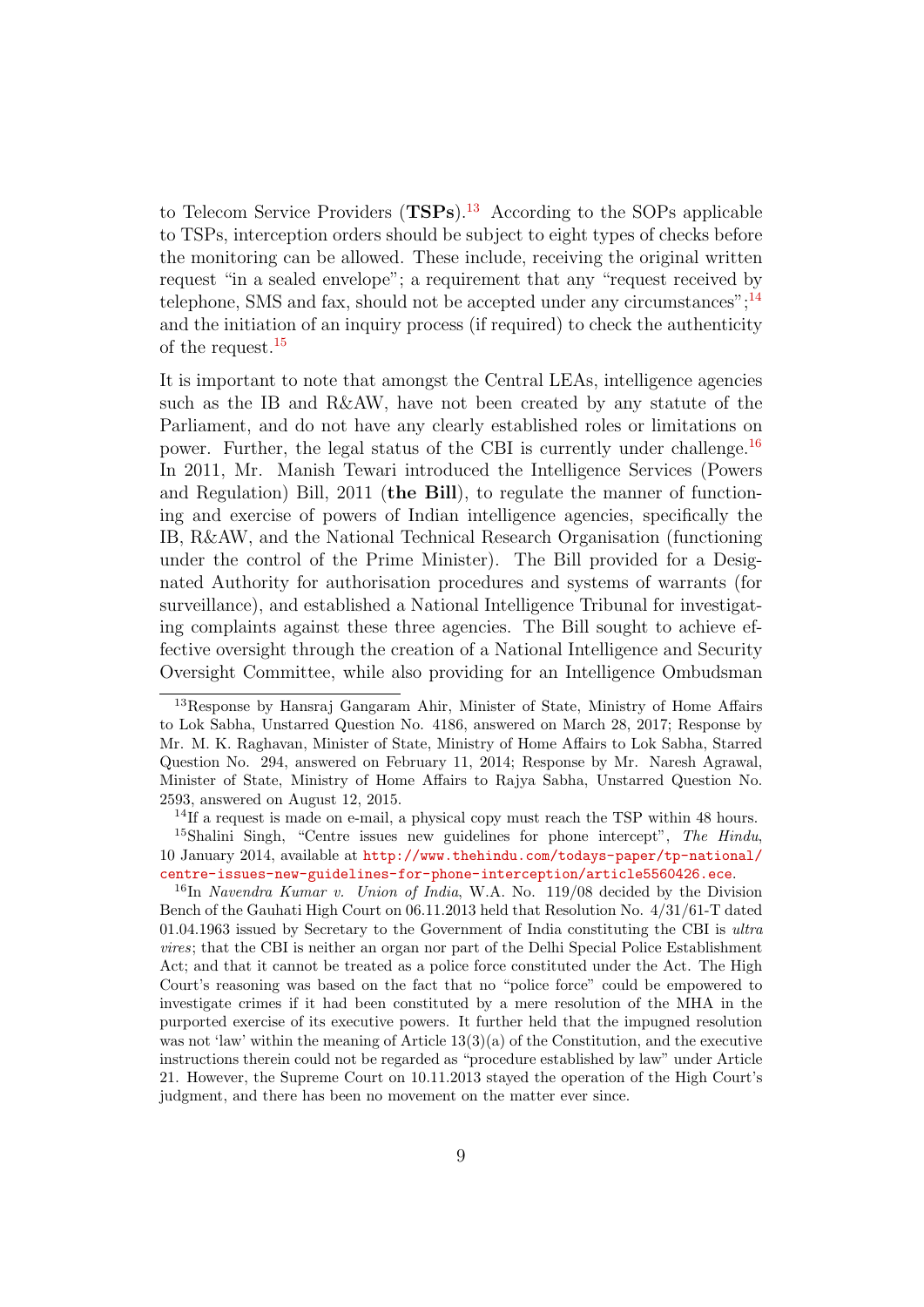to Telecom Service Providers (**TSPs**).[13] According to the SOPs applicable to TSPs, interception orders should be subject to eight types of checks before the monitoring can be allowed. These include, receiving the original written request "in a sealed envelope"; a requirement that any "request received by telephone, SMS and fax, should not be accepted under any circumstances";[14] and the initiation of an inquiry process (if required) to check the authenticity of the request.[15]

It is important to note that amongst the Central LEAs, intelligence agencies such as the IB and R&AW, have not been created by any statute of the Parliament, and do not have any clearly established roles or limitations on power. Further, the legal status of the CBI is currently under challenge.[16] In 2011, Mr. Manish Tewari introduced the Intelligence Services (Powers and Regulation) Bill, 2011 (**the Bill**), to regulate the manner of functioning and exercise of powers of Indian intelligence agencies, specifically the IB, R&AW, and the National Technical Research Organisation (functioning under the control of the Prime Minister). The Bill provided for a Designated Authority for authorisation procedures and systems of warrants (for surveillance), and established a National Intelligence Tribunal for investigating complaints against these three agencies. The Bill sought to achieve effective oversight through the creation of a National Intelligence and Security Oversight Committee, while also providing for an Intelligence Ombudsman

---

[13] Response by Hansraj Gangaram Ahir, Minister of State, Ministry of Home Affairs to Lok Sabha, Unstarred Question No. 4186, answered on March 28, 2017; Response by Mr. M. K. Raghavan, Minister of State, Ministry of Home Affairs to Lok Sabha, Starred Question No. 294, answered on February 11, 2014; Response by Mr. Naresh Agrawal, Minister of State, Ministry of Home Affairs to Rajya Sabha, Unstarred Question No. 2593, answered on August 12, 2015.

[14] If a request is made on e-mail, a physical copy must reach the TSP within 48 hours.

[15] Shalini Singh, "Centre issues new guidelines for phone intercept", *The Hindu*, 10 January 2014, available at http://www.thehindu.com/todays-paper/tp-national/centre-issues-new-guidelines-for-phone-interception/article5560426.ece.

[16] In *Navendra Kumar v. Union of India*, W.A. No. 119/08 decided by the Division Bench of the Gauhati High Court on 06.11.2013 held that Resolution No. 4/31/61-T dated 01.04.1963 issued by Secretary to the Government of India constituting the CBI is *ultra vires*; that the CBI is neither an organ nor part of the Delhi Special Police Establishment Act; and that it cannot be treated as a police force constituted under the Act. The High Court's reasoning was based on the fact that no "police force" could be empowered to investigate crimes if it had been constituted by a mere resolution of the MHA in the purported exercise of its executive powers. It further held that the impugned resolution was not 'law' within the meaning of Article 13(3)(a) of the Constitution, and the executive instructions therein could not be regarded as "procedure established by law" under Article 21. However, the Supreme Court on 10.11.2013 stayed the operation of the High Court's judgment, and there has been no movement on the matter ever since.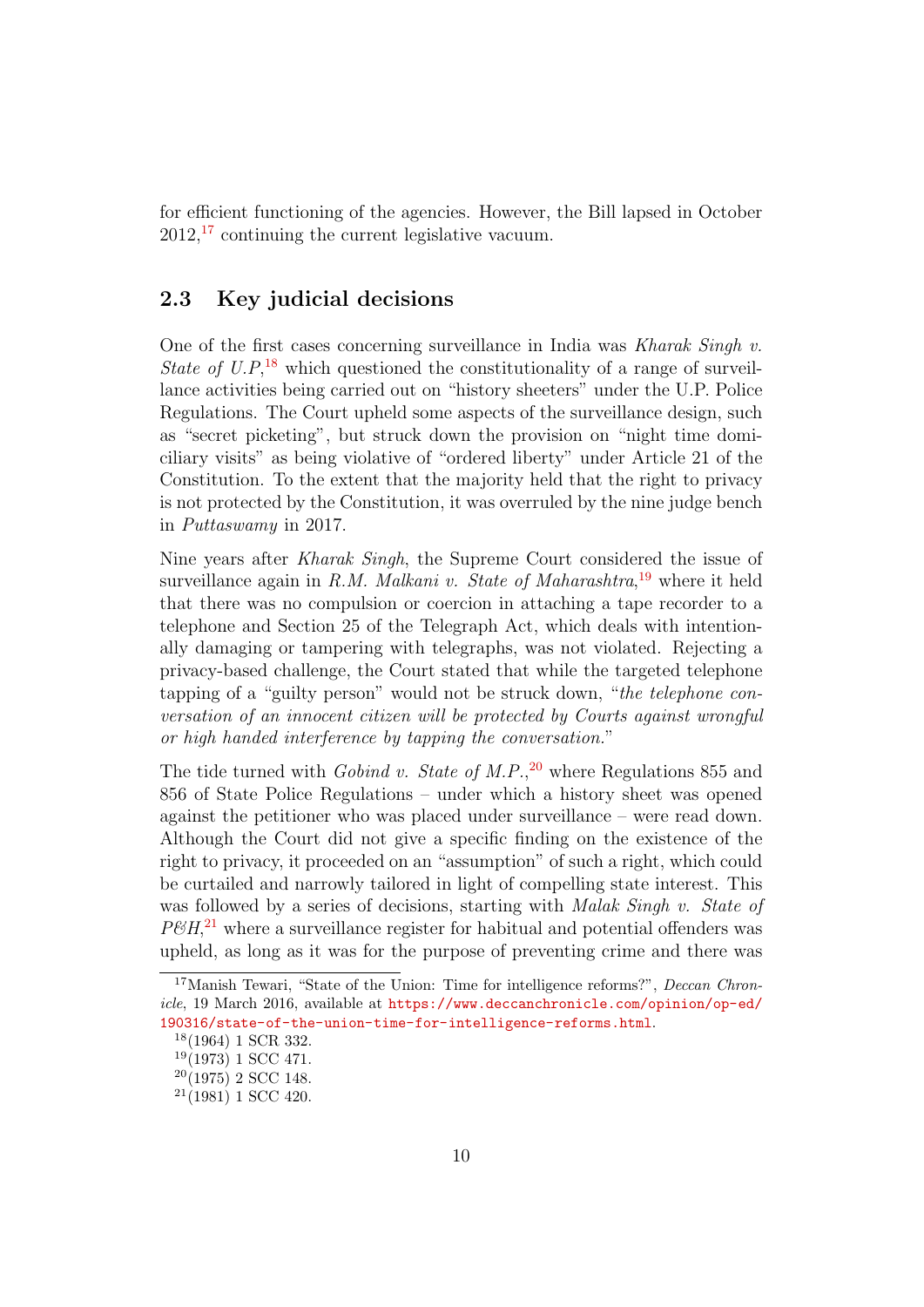for efficient functioning of the agencies. However, the Bill lapsed in October 2012,[17] continuing the current legislative vacuum.

## 2.3 Key judicial decisions

One of the first cases concerning surveillance in India was *Kharak Singh v. State of U.P*,[18] which questioned the constitutionality of a range of surveillance activities being carried out on "history sheeters" under the U.P. Police Regulations. The Court upheld some aspects of the surveillance design, such as "secret picketing", but struck down the provision on "night time domiciliary visits" as being violative of "ordered liberty" under Article 21 of the Constitution. To the extent that the majority held that the right to privacy is not protected by the Constitution, it was overruled by the nine judge bench in *Puttaswamy* in 2017.

Nine years after *Kharak Singh*, the Supreme Court considered the issue of surveillance again in *R.M. Malkani v. State of Maharashtra*,[19] where it held that there was no compulsion or coercion in attaching a tape recorder to a telephone and Section 25 of the Telegraph Act, which deals with intentionally damaging or tampering with telegraphs, was not violated. Rejecting a privacy-based challenge, the Court stated that while the targeted telephone tapping of a "guilty person" would not be struck down, "*the telephone conversation of an innocent citizen will be protected by Courts against wrongful or high handed interference by tapping the conversation.*"

The tide turned with *Gobind v. State of M.P.*,[20] where Regulations 855 and 856 of State Police Regulations – under which a history sheet was opened against the petitioner who was placed under surveillance – were read down. Although the Court did not give a specific finding on the existence of the right to privacy, it proceeded on an "assumption" of such a right, which could be curtailed and narrowly tailored in light of compelling state interest. This was followed by a series of decisions, starting with *Malak Singh v. State of P&H*,[21] where a surveillance register for habitual and potential offenders was upheld, as long as it was for the purpose of preventing crime and there was

---

[17] Manish Tewari, "State of the Union: Time for intelligence reforms?", *Deccan Chronicle*, 19 March 2016, available at https://www.deccanchronicle.com/opinion/op-ed/190316/state-of-the-union-time-for-intelligence-reforms.html.

[18] (1964) 1 SCR 332.

[19] (1973) 1 SCC 471.

[20] (1975) 2 SCC 148.

[21] (1981) 1 SCC 420.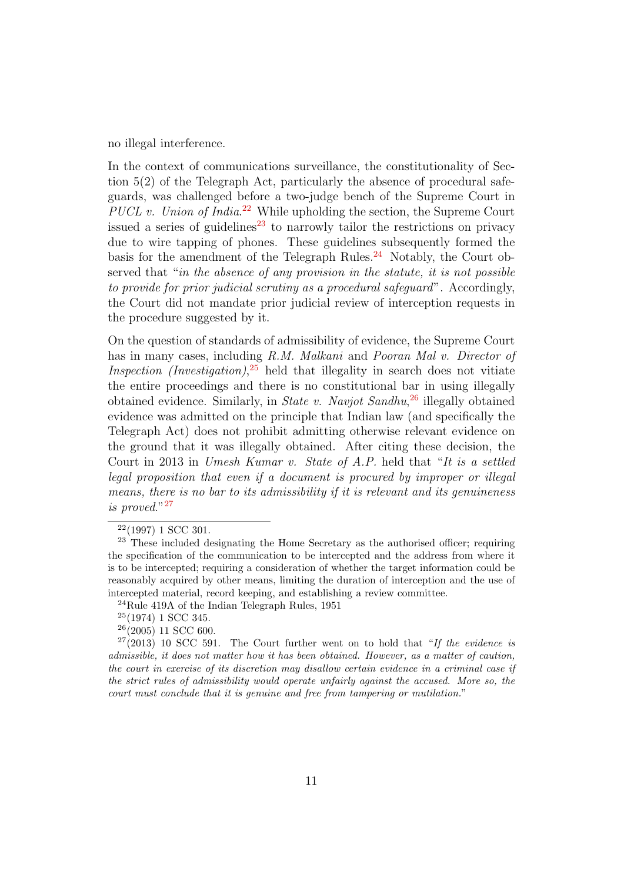no illegal interference.

In the context of communications surveillance, the constitutionality of Section 5(2) of the Telegraph Act, particularly the absence of procedural safeguards, was challenged before a two-judge bench of the Supreme Court in *PUCL v. Union of India*.[22] While upholding the section, the Supreme Court issued a series of guidelines[23] to narrowly tailor the restrictions on privacy due to wire tapping of phones. These guidelines subsequently formed the basis for the amendment of the Telegraph Rules.[24] Notably, the Court observed that "*in the absence of any provision in the statute, it is not possible to provide for prior judicial scrutiny as a procedural safeguard*". Accordingly, the Court did not mandate prior judicial review of interception requests in the procedure suggested by it.

On the question of standards of admissibility of evidence, the Supreme Court has in many cases, including *R.M. Malkani* and *Pooran Mal v. Director of Inspection (Investigation)*,[25] held that illegality in search does not vitiate the entire proceedings and there is no constitutional bar in using illegally obtained evidence. Similarly, in *State v. Navjot Sandhu*,[26] illegally obtained evidence was admitted on the principle that Indian law (and specifically the Telegraph Act) does not prohibit admitting otherwise relevant evidence on the ground that it was illegally obtained. After citing these decision, the Court in 2013 in *Umesh Kumar v. State of A.P.* held that "*It is a settled legal proposition that even if a document is procured by improper or illegal means, there is no bar to its admissibility if it is relevant and its genuineness is proved.*"[27]

---

[22] (1997) 1 SCC 301.

[23] These included designating the Home Secretary as the authorised officer; requiring the specification of the communication to be intercepted and the address from where it is to be intercepted; requiring a consideration of whether the target information could be reasonably acquired by other means, limiting the duration of interception and the use of intercepted material, record keeping, and establishing a review committee.

[24] Rule 419A of the Indian Telegraph Rules, 1951

[25] (1974) 1 SCC 345.

[26] (2005) 11 SCC 600.

[27] (2013) 10 SCC 591. The Court further went on to hold that "*If the evidence is admissible, it does not matter how it has been obtained. However, as a matter of caution, the court in exercise of its discretion may disallow certain evidence in a criminal case if the strict rules of admissibility would operate unfairly against the accused. More so, the court must conclude that it is genuine and free from tampering or mutilation.*"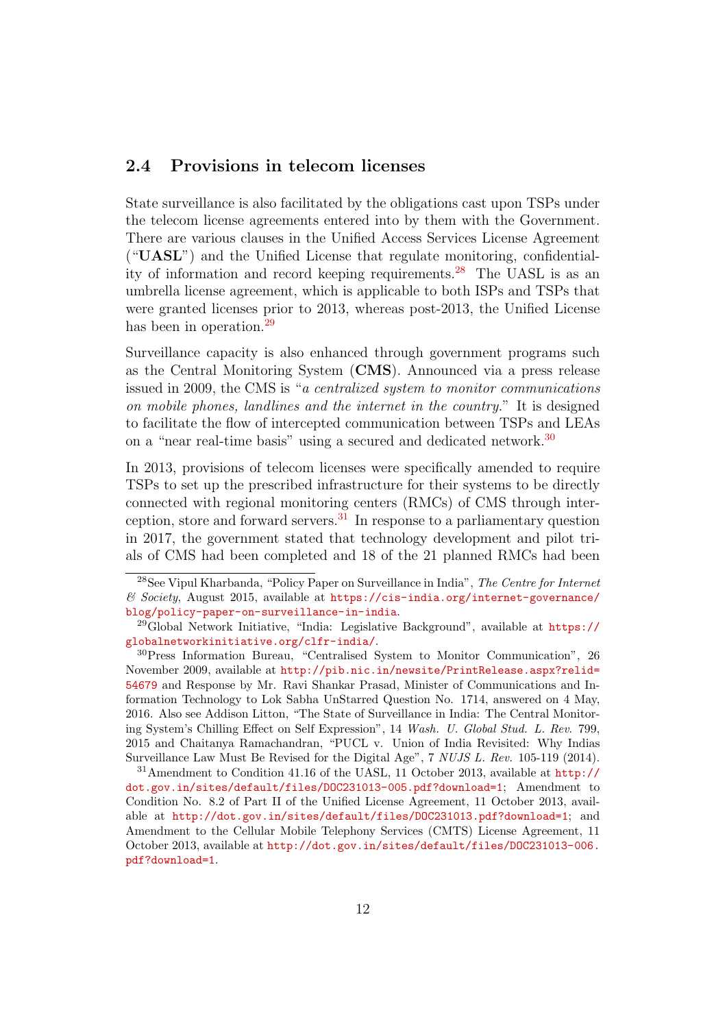## 2.4 Provisions in telecom licenses

State surveillance is also facilitated by the obligations cast upon TSPs under the telecom license agreements entered into by them with the Government. There are various clauses in the Unified Access Services License Agreement ("**UASL**") and the Unified License that regulate monitoring, confidentiality of information and record keeping requirements.[28] The UASL is as an umbrella license agreement, which is applicable to both ISPs and TSPs that were granted licenses prior to 2013, whereas post-2013, the Unified License has been in operation.[29]

Surveillance capacity is also enhanced through government programs such as the Central Monitoring System (**CMS**). Announced via a press release issued in 2009, the CMS is "*a centralized system to monitor communications on mobile phones, landlines and the internet in the country.*" It is designed to facilitate the flow of intercepted communication between TSPs and LEAs on a "near real-time basis" using a secured and dedicated network.[30]

In 2013, provisions of telecom licenses were specifically amended to require TSPs to set up the prescribed infrastructure for their systems to be directly connected with regional monitoring centers (RMCs) of CMS through interception, store and forward servers.[31] In response to a parliamentary question in 2017, the government stated that technology development and pilot trials of CMS had been completed and 18 of the 21 planned RMCs had been

---

[28] See Vipul Kharbanda, "Policy Paper on Surveillance in India", *The Centre for Internet & Society*, August 2015, available at https://cis-india.org/internet-governance/blog/policy-paper-on-surveillance-in-india.

[29] Global Network Initiative, "India: Legislative Background", available at https://globalnetworkinitiative.org/clfr-india/.

[30] Press Information Bureau, "Centralised System to Monitor Communication", 26 November 2009, available at http://pib.nic.in/newsite/PrintRelease.aspx?relid=54679 and Response by Mr. Ravi Shankar Prasad, Minister of Communications and Information Technology to Lok Sabha UnStarred Question No. 1714, answered on 4 May, 2016. Also see Addison Litton, "The State of Surveillance in India: The Central Monitoring System's Chilling Effect on Self Expression", 14 *Wash. U. Global Stud. L. Rev.* 799, 2015 and Chaitanya Ramachandran, "PUCL v. Union of India Revisited: Why Indias Surveillance Law Must Be Revised for the Digital Age", 7 *NUJS L. Rev.* 105-119 (2014).

[31] Amendment to Condition 41.16 of the UASL, 11 October 2013, available at http://dot.gov.in/sites/default/files/DOC231013-005.pdf?download=1; Amendment to Condition No. 8.2 of Part II of the Unified License Agreement, 11 October 2013, available at http://dot.gov.in/sites/default/files/DOC231013.pdf?download=1; and Amendment to the Cellular Mobile Telephony Services (CMTS) License Agreement, 11 October 2013, available at http://dot.gov.in/sites/default/files/DOC231013-006.pdf?download=1.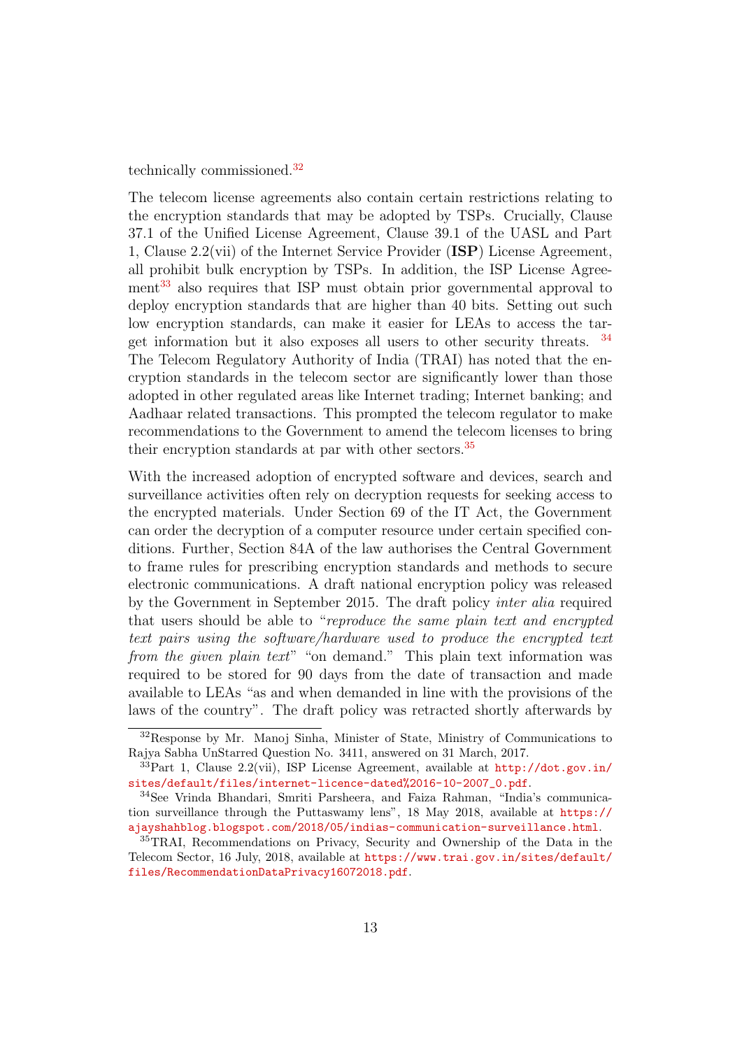technically commissioned.[32]

The telecom license agreements also contain certain restrictions relating to the encryption standards that may be adopted by TSPs. Crucially, Clause 37.1 of the Unified License Agreement, Clause 39.1 of the UASL and Part 1, Clause 2.2(vii) of the Internet Service Provider (**ISP**) License Agreement, all prohibit bulk encryption by TSPs. In addition, the ISP License Agreement[33] also requires that ISP must obtain prior governmental approval to deploy encryption standards that are higher than 40 bits. Setting out such low encryption standards, can make it easier for LEAs to access the target information but it also exposes all users to other security threats. [34] The Telecom Regulatory Authority of India (TRAI) has noted that the encryption standards in the telecom sector are significantly lower than those adopted in other regulated areas like Internet trading; Internet banking; and Aadhaar related transactions. This prompted the telecom regulator to make recommendations to the Government to amend the telecom licenses to bring their encryption standards at par with other sectors.[35]

With the increased adoption of encrypted software and devices, search and surveillance activities often rely on decryption requests for seeking access to the encrypted materials. Under Section 69 of the IT Act, the Government can order the decryption of a computer resource under certain specified conditions. Further, Section 84A of the law authorises the Central Government to frame rules for prescribing encryption standards and methods to secure electronic communications. A draft national encryption policy was released by the Government in September 2015. The draft policy *inter alia* required that users should be able to "*reproduce the same plain text and encrypted text pairs using the software/hardware used to produce the encrypted text from the given plain text*" "on demand." This plain text information was required to be stored for 90 days from the date of transaction and made available to LEAs "as and when demanded in line with the provisions of the laws of the country". The draft policy was retracted shortly afterwards by

[32] Response by Mr. Manoj Sinha, Minister of State, Ministry of Communications to Rajya Sabha UnStarred Question No. 3411, answered on 31 March, 2017.

[33] Part 1, Clause 2.2(vii), ISP License Agreement, available at http://dot.gov.in/sites/default/files/internet-licence-dated%2016-10-2007_0.pdf.

[34] See Vrinda Bhandari, Smriti Parsheera, and Faiza Rahman, "India's communication surveillance through the Puttaswamy lens", 18 May 2018, available at https://ajayshahblog.blogspot.com/2018/05/indias-communication-surveillance.html.

[35] TRAI, Recommendations on Privacy, Security and Ownership of the Data in the Telecom Sector, 16 July, 2018, available at https://www.trai.gov.in/sites/default/files/RecommendationDataPrivacy16072018.pdf.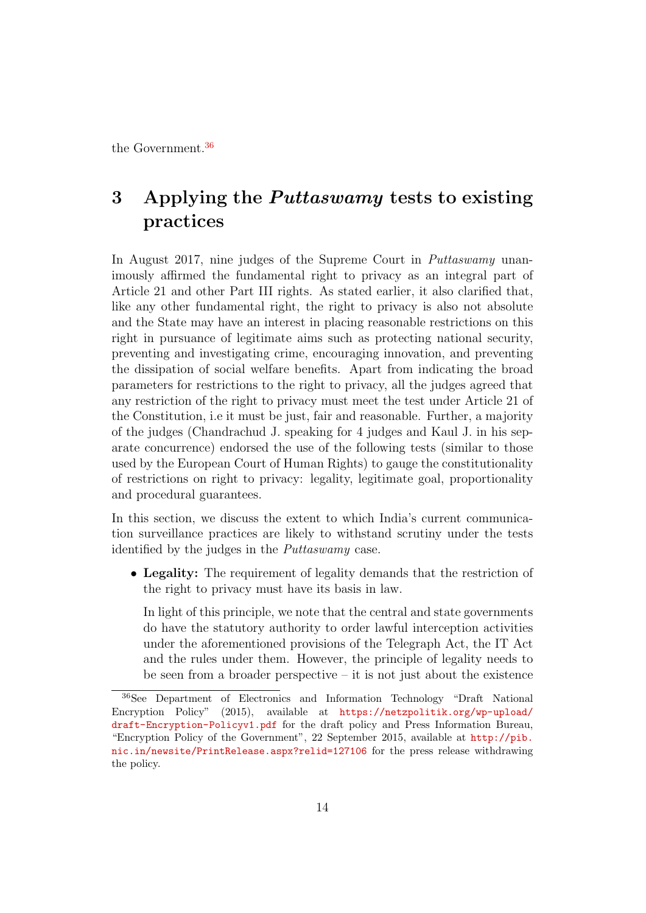the Government.[36]

# 3 Applying the *Puttaswamy* tests to existing practices

In August 2017, nine judges of the Supreme Court in *Puttaswamy* unanimously affirmed the fundamental right to privacy as an integral part of Article 21 and other Part III rights. As stated earlier, it also clarified that, like any other fundamental right, the right to privacy is also not absolute and the State may have an interest in placing reasonable restrictions on this right in pursuance of legitimate aims such as protecting national security, preventing and investigating crime, encouraging innovation, and preventing the dissipation of social welfare benefits. Apart from indicating the broad parameters for restrictions to the right to privacy, all the judges agreed that any restriction of the right to privacy must meet the test under Article 21 of the Constitution, i.e it must be just, fair and reasonable. Further, a majority of the judges (Chandrachud J. speaking for 4 judges and Kaul J. in his separate concurrence) endorsed the use of the following tests (similar to those used by the European Court of Human Rights) to gauge the constitutionality of restrictions on right to privacy: legality, legitimate goal, proportionality and procedural guarantees.

In this section, we discuss the extent to which India's current communication surveillance practices are likely to withstand scrutiny under the tests identified by the judges in the *Puttaswamy* case.

- **Legality:** The requirement of legality demands that the restriction of the right to privacy must have its basis in law.

  In light of this principle, we note that the central and state governments do have the statutory authority to order lawful interception activities under the aforementioned provisions of the Telegraph Act, the IT Act and the rules under them. However, the principle of legality needs to be seen from a broader perspective – it is not just about the existence

[36] See Department of Electronics and Information Technology "Draft National Encryption Policy" (2015), available at https://netzpolitik.org/wp-upload/draft-Encryption-Policyv1.pdf for the draft policy and Press Information Bureau, "Encryption Policy of the Government", 22 September 2015, available at http://pib.nic.in/newsite/PrintRelease.aspx?relid=127106 for the press release withdrawing the policy.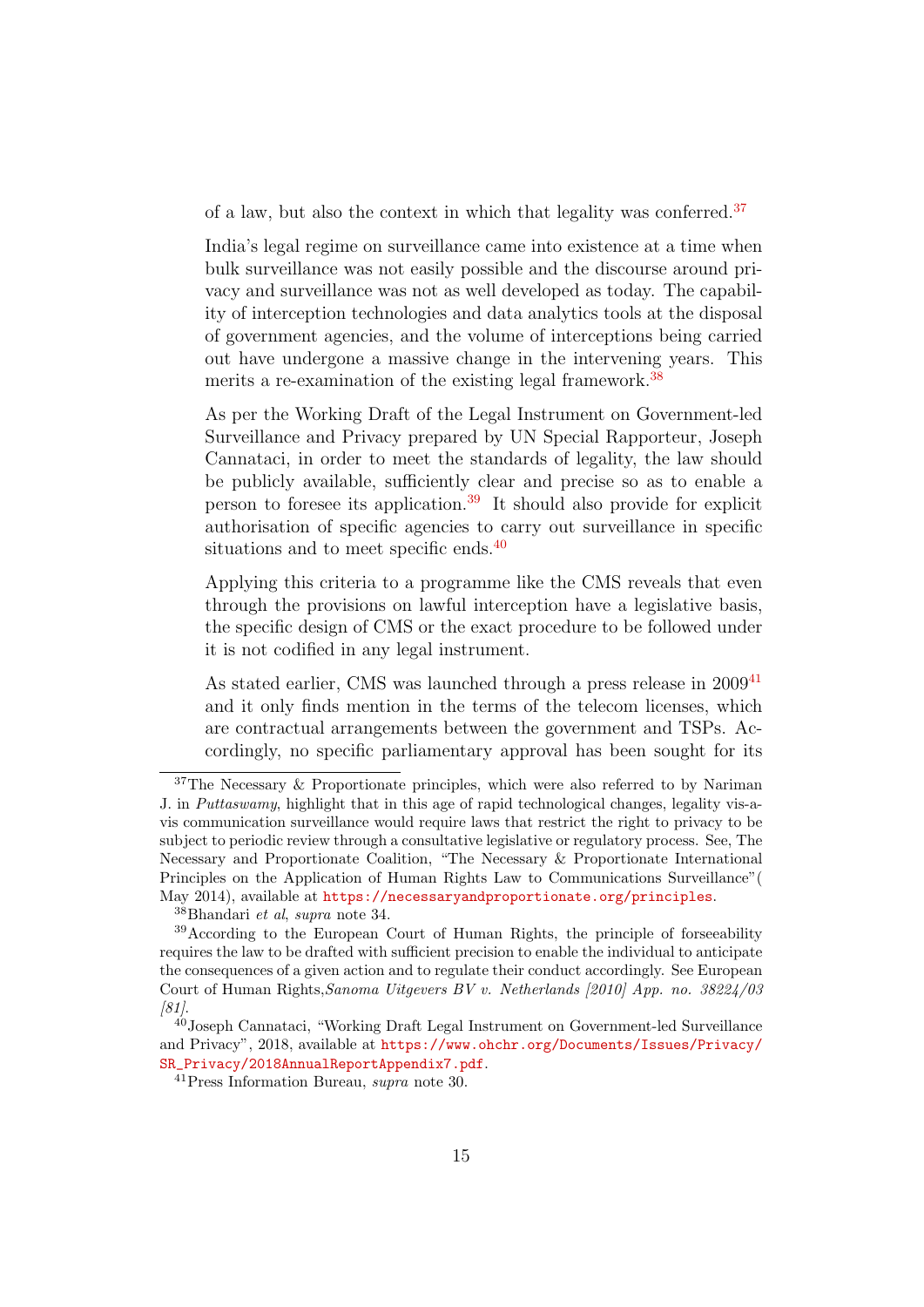of a law, but also the context in which that legality was conferred.[37]

India's legal regime on surveillance came into existence at a time when bulk surveillance was not easily possible and the discourse around privacy and surveillance was not as well developed as today. The capability of interception technologies and data analytics tools at the disposal of government agencies, and the volume of interceptions being carried out have undergone a massive change in the intervening years. This merits a re-examination of the existing legal framework.[38]

As per the Working Draft of the Legal Instrument on Government-led Surveillance and Privacy prepared by UN Special Rapporteur, Joseph Cannataci, in order to meet the standards of legality, the law should be publicly available, sufficiently clear and precise so as to enable a person to foresee its application.[39] It should also provide for explicit authorisation of specific agencies to carry out surveillance in specific situations and to meet specific ends.[40]

Applying this criteria to a programme like the CMS reveals that even through the provisions on lawful interception have a legislative basis, the specific design of CMS or the exact procedure to be followed under it is not codified in any legal instrument.

As stated earlier, CMS was launched through a press release in 2009[41] and it only finds mention in the terms of the telecom licenses, which are contractual arrangements between the government and TSPs. Accordingly, no specific parliamentary approval has been sought for its

---

[37] The Necessary & Proportionate principles, which were also referred to by Nariman J. in *Puttaswamy*, highlight that in this age of rapid technological changes, legality vis-a-vis communication surveillance would require laws that restrict the right to privacy to be subject to periodic review through a consultative legislative or regulatory process. See, The Necessary and Proportionate Coalition, "The Necessary & Proportionate International Principles on the Application of Human Rights Law to Communications Surveillance"( May 2014), available at https://necessaryandproportionate.org/principles.

[38] Bhandari *et al*, *supra* note 34.

[39] According to the European Court of Human Rights, the principle of forseeability requires the law to be drafted with sufficient precision to enable the individual to anticipate the consequences of a given action and to regulate their conduct accordingly. See European Court of Human Rights,*Sanoma Uitgevers BV v. Netherlands [2010] App. no. 38224/03 [81]*.

[40] Joseph Cannataci, "Working Draft Legal Instrument on Government-led Surveillance and Privacy", 2018, available at https://www.ohchr.org/Documents/Issues/Privacy/SR_Privacy/2018AnnualReportAppendix7.pdf.

[41] Press Information Bureau, *supra* note 30.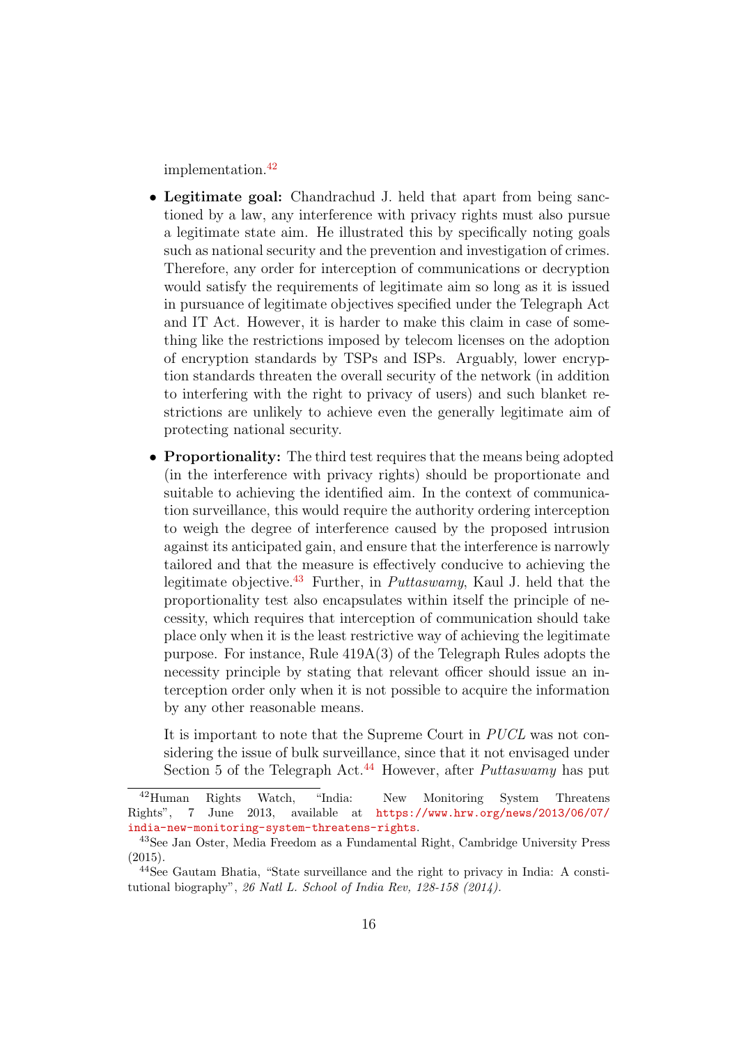implementation.[42]

- **Legitimate goal:** Chandrachud J. held that apart from being sanctioned by a law, any interference with privacy rights must also pursue a legitimate state aim. He illustrated this by specifically noting goals such as national security and the prevention and investigation of crimes. Therefore, any order for interception of communications or decryption would satisfy the requirements of legitimate aim so long as it is issued in pursuance of legitimate objectives specified under the Telegraph Act and IT Act. However, it is harder to make this claim in case of something like the restrictions imposed by telecom licenses on the adoption of encryption standards by TSPs and ISPs. Arguably, lower encryption standards threaten the overall security of the network (in addition to interfering with the right to privacy of users) and such blanket restrictions are unlikely to achieve even the generally legitimate aim of protecting national security.

- **Proportionality:** The third test requires that the means being adopted (in the interference with privacy rights) should be proportionate and suitable to achieving the identified aim. In the context of communication surveillance, this would require the authority ordering interception to weigh the degree of interference caused by the proposed intrusion against its anticipated gain, and ensure that the interference is narrowly tailored and that the measure is effectively conducive to achieving the legitimate objective.[43] Further, in *Puttaswamy*, Kaul J. held that the proportionality test also encapsulates within itself the principle of necessity, which requires that interception of communication should take place only when it is the least restrictive way of achieving the legitimate purpose. For instance, Rule 419A(3) of the Telegraph Rules adopts the necessity principle by stating that relevant officer should issue an interception order only when it is not possible to acquire the information by any other reasonable means.

  It is important to note that the Supreme Court in *PUCL* was not considering the issue of bulk surveillance, since that it not envisaged under Section 5 of the Telegraph Act.[44] However, after *Puttaswamy* has put

---

[42] Human Rights Watch, "India: New Monitoring System Threatens Rights", 7 June 2013, available at https://www.hrw.org/news/2013/06/07/india-new-monitoring-system-threatens-rights.

[43] See Jan Oster, Media Freedom as a Fundamental Right, Cambridge University Press (2015).

[44] See Gautam Bhatia, "State surveillance and the right to privacy in India: A constitutional biography", *26 Natl L. School of India Rev, 128-158 (2014).*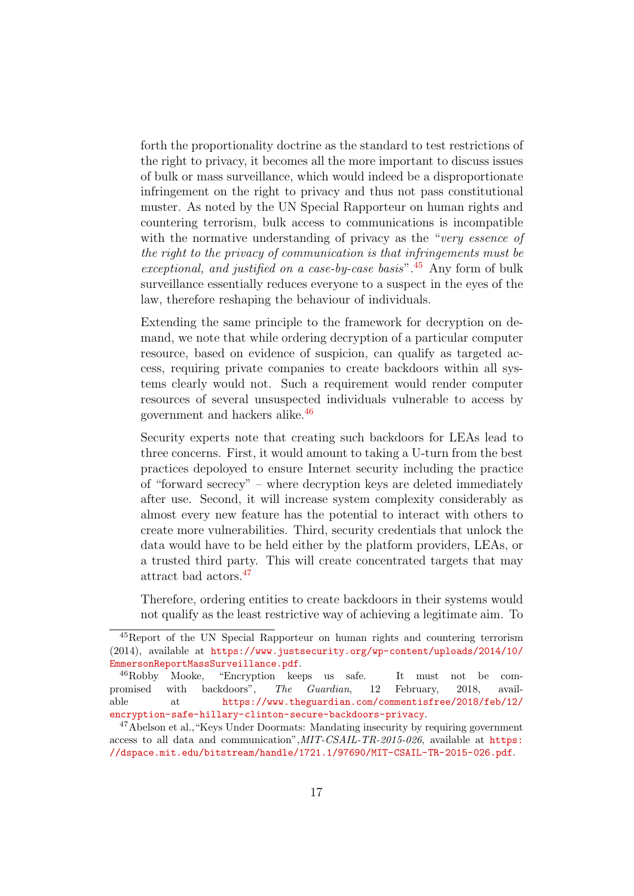forth the proportionality doctrine as the standard to test restrictions of the right to privacy, it becomes all the more important to discuss issues of bulk or mass surveillance, which would indeed be a disproportionate infringement on the right to privacy and thus not pass constitutional muster. As noted by the UN Special Rapporteur on human rights and countering terrorism, bulk access to communications is incompatible with the normative understanding of privacy as the "*very essence of the right to the privacy of communication is that infringements must be exceptional, and justified on a case-by-case basis*".[45] Any form of bulk surveillance essentially reduces everyone to a suspect in the eyes of the law, therefore reshaping the behaviour of individuals.

Extending the same principle to the framework for decryption on demand, we note that while ordering decryption of a particular computer resource, based on evidence of suspicion, can qualify as targeted access, requiring private companies to create backdoors within all systems clearly would not. Such a requirement would render computer resources of several unsuspected individuals vulnerable to access by government and hackers alike.[46]

Security experts note that creating such backdoors for LEAs lead to three concerns. First, it would amount to taking a U-turn from the best practices depoloyed to ensure Internet security including the practice of "forward secrecy" – where decryption keys are deleted immediately after use. Second, it will increase system complexity considerably as almost every new feature has the potential to interact with others to create more vulnerabilities. Third, security credentials that unlock the data would have to be held either by the platform providers, LEAs, or a trusted third party. This will create concentrated targets that may attract bad actors.[47]

Therefore, ordering entities to create backdoors in their systems would not qualify as the least restrictive way of achieving a legitimate aim. To

---

[45] Report of the UN Special Rapporteur on human rights and countering terrorism (2014), available at https://www.justsecurity.org/wp-content/uploads/2014/10/EmmersonReportMassSurveillance.pdf.

[46] Robby Mooke, "Encryption keeps us safe. It must not be compromised with backdoors", *The Guardian*, 12 February, 2018, available at https://www.theguardian.com/commentisfree/2018/feb/12/encryption-safe-hillary-clinton-secure-backdoors-privacy.

[47] Abelson et al.,"Keys Under Doormats: Mandating insecurity by requiring government access to all data and communication",*MIT-CSAIL-TR-2015-026*, available at https://dspace.mit.edu/bitstream/handle/1721.1/97690/MIT-CSAIL-TR-2015-026.pdf.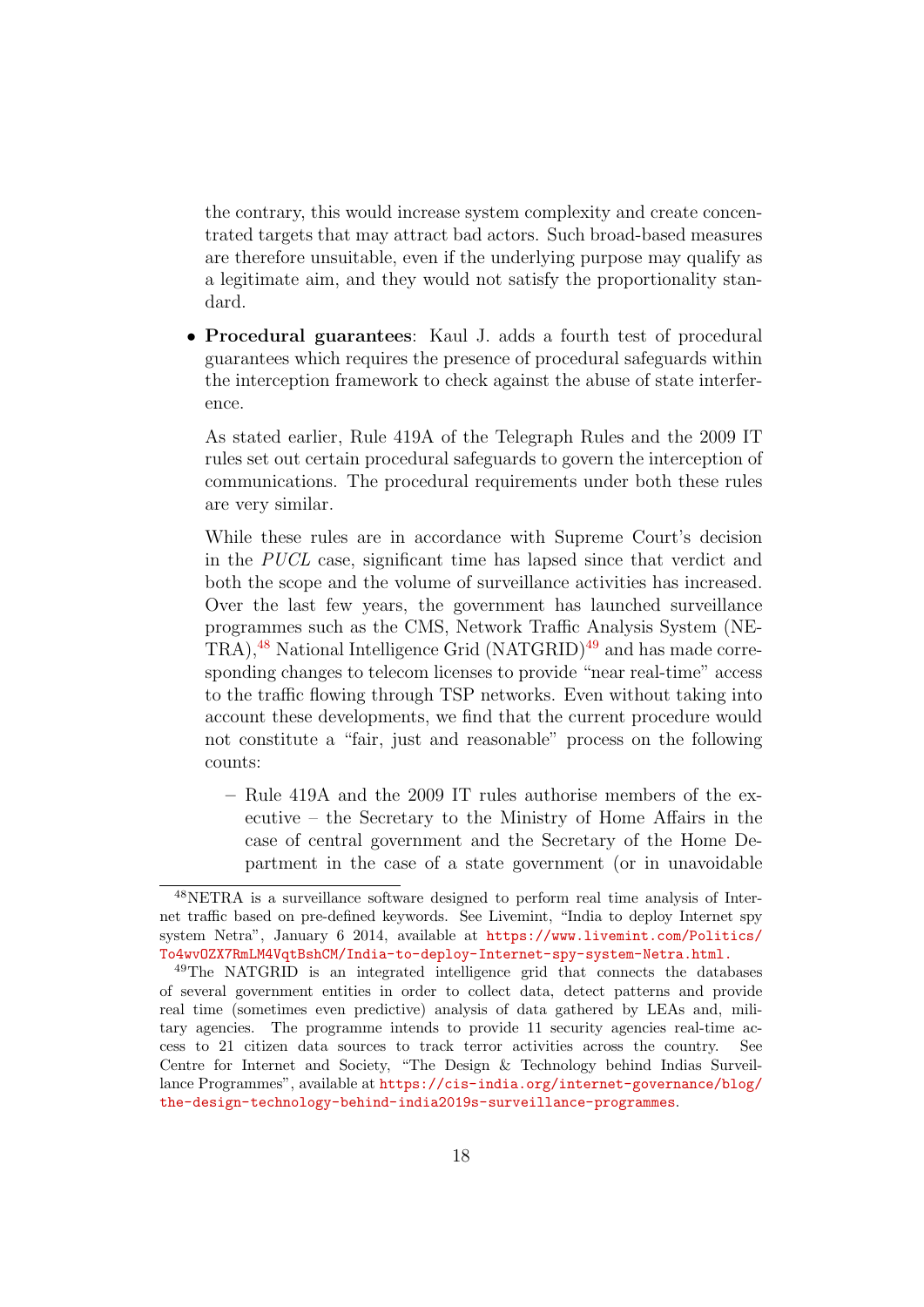the contrary, this would increase system complexity and create concentrated targets that may attract bad actors. Such broad-based measures are therefore unsuitable, even if the underlying purpose may qualify as a legitimate aim, and they would not satisfy the proportionality standard.

- **Procedural guarantees**: Kaul J. adds a fourth test of procedural guarantees which requires the presence of procedural safeguards within the interception framework to check against the abuse of state interference.

  As stated earlier, Rule 419A of the Telegraph Rules and the 2009 IT rules set out certain procedural safeguards to govern the interception of communications. The procedural requirements under both these rules are very similar.

  While these rules are in accordance with Supreme Court's decision in the *PUCL* case, significant time has lapsed since that verdict and both the scope and the volume of surveillance activities has increased. Over the last few years, the government has launched surveillance programmes such as the CMS, Network Traffic Analysis System (NETRA),[48] National Intelligence Grid (NATGRID)[49] and has made corresponding changes to telecom licenses to provide "near real-time" access to the traffic flowing through TSP networks. Even without taking into account these developments, we find that the current procedure would not constitute a "fair, just and reasonable" process on the following counts:

  – Rule 419A and the 2009 IT rules authorise members of the executive – the Secretary to the Ministry of Home Affairs in the case of central government and the Secretary of the Home Department in the case of a state government (or in unavoidable

[48] NETRA is a surveillance software designed to perform real time analysis of Internet traffic based on pre-defined keywords. See Livemint, "India to deploy Internet spy system Netra", January 6 2014, available at https://www.livemint.com/Politics/To4wvOZX7RmLM4VqtBshCM/India-to-deploy-Internet-spy-system-Netra.html.

[49] The NATGRID is an integrated intelligence grid that connects the databases of several government entities in order to collect data, detect patterns and provide real time (sometimes even predictive) analysis of data gathered by LEAs and, military agencies. The programme intends to provide 11 security agencies real-time access to 21 citizen data sources to track terror activities across the country. See Centre for Internet and Society, "The Design & Technology behind Indias Surveillance Programmes", available at https://cis-india.org/internet-governance/blog/the-design-technology-behind-india2019s-surveillance-programmes.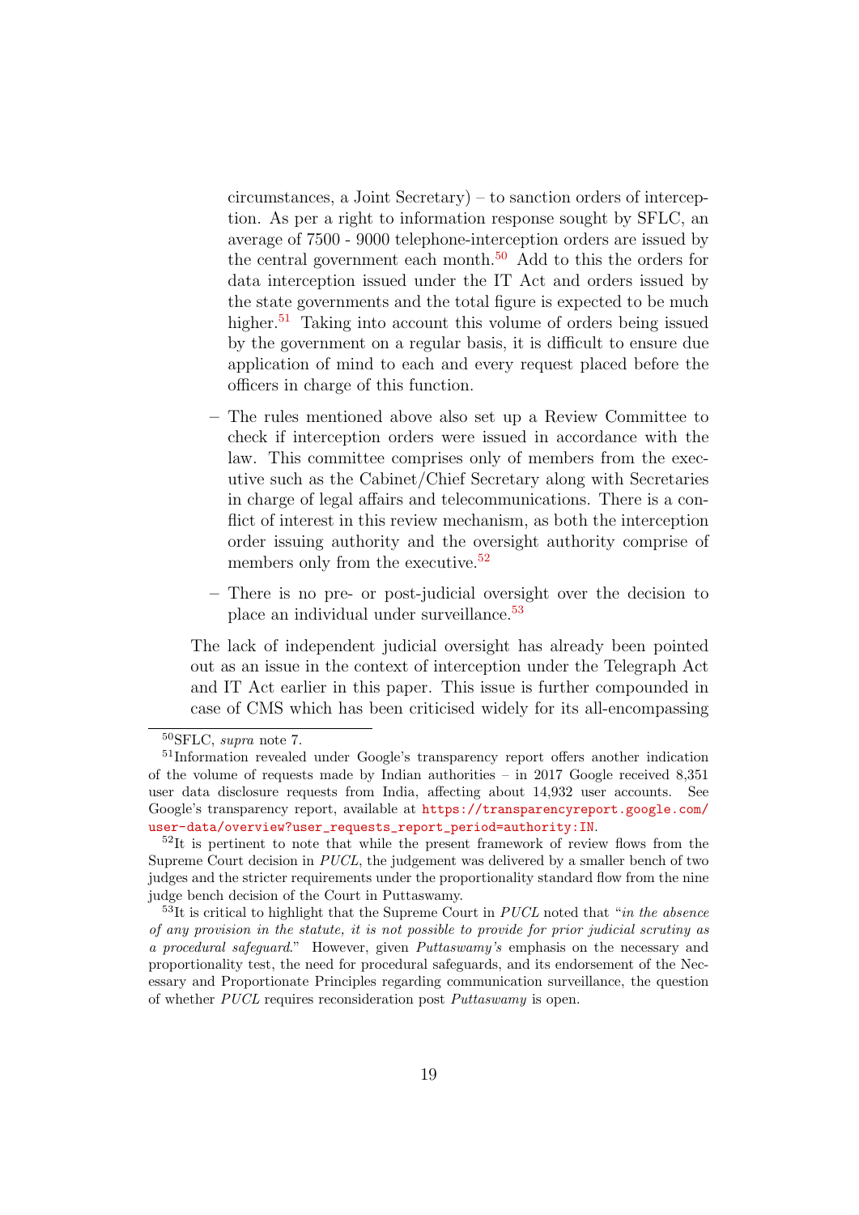circumstances, a Joint Secretary) – to sanction orders of interception. As per a right to information response sought by SFLC, an average of 7500 - 9000 telephone-interception orders are issued by the central government each month.[50] Add to this the orders for data interception issued under the IT Act and orders issued by the state governments and the total figure is expected to be much higher.[51] Taking into account this volume of orders being issued by the government on a regular basis, it is difficult to ensure due application of mind to each and every request placed before the officers in charge of this function.

- The rules mentioned above also set up a Review Committee to check if interception orders were issued in accordance with the law. This committee comprises only of members from the executive such as the Cabinet/Chief Secretary along with Secretaries in charge of legal affairs and telecommunications. There is a conflict of interest in this review mechanism, as both the interception order issuing authority and the oversight authority comprise of members only from the executive.[52]

- There is no pre- or post-judicial oversight over the decision to place an individual under surveillance.[53]

The lack of independent judicial oversight has already been pointed out as an issue in the context of interception under the Telegraph Act and IT Act earlier in this paper. This issue is further compounded in case of CMS which has been criticised widely for its all-encompassing

---

[50] SFLC, *supra* note 7.

[51] Information revealed under Google's transparency report offers another indication of the volume of requests made by Indian authorities – in 2017 Google received 8,351 user data disclosure requests from India, affecting about 14,932 user accounts. See Google's transparency report, available at https://transparencyreport.google.com/user-data/overview?user_requests_report_period=authority:IN.

[52] It is pertinent to note that while the present framework of review flows from the Supreme Court decision in *PUCL*, the judgement was delivered by a smaller bench of two judges and the stricter requirements under the proportionality standard flow from the nine judge bench decision of the Court in Puttaswamy.

[53] It is critical to highlight that the Supreme Court in *PUCL* noted that "*in the absence of any provision in the statute, it is not possible to provide for prior judicial scrutiny as a procedural safeguard*." However, given *Puttaswamy's* emphasis on the necessary and proportionality test, the need for procedural safeguards, and its endorsement of the Necessary and Proportionate Principles regarding communication surveillance, the question of whether *PUCL* requires reconsideration post *Puttaswamy* is open.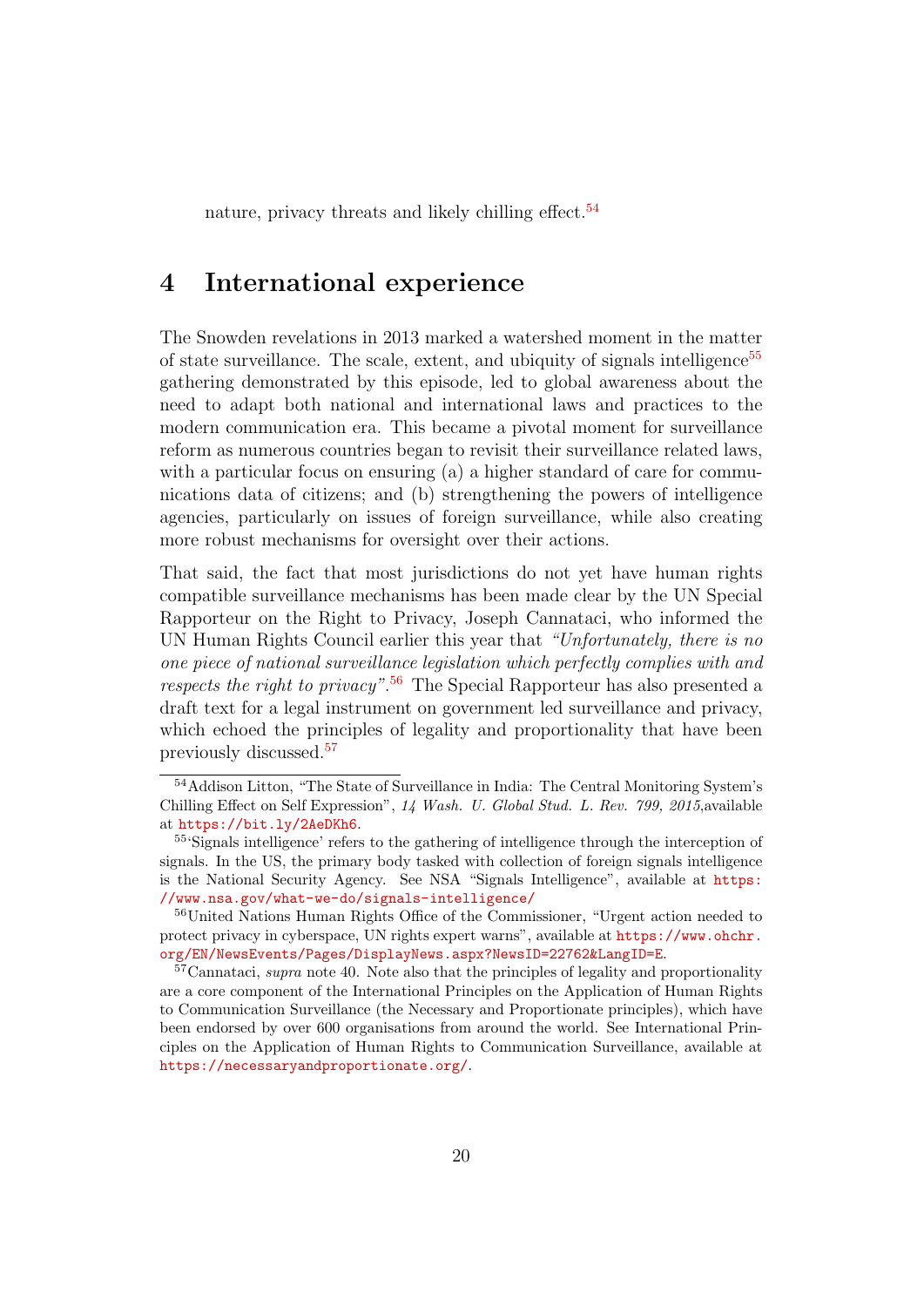nature, privacy threats and likely chilling effect.[54]

# 4 International experience

The Snowden revelations in 2013 marked a watershed moment in the matter of state surveillance. The scale, extent, and ubiquity of signals intelligence[55] gathering demonstrated by this episode, led to global awareness about the need to adapt both national and international laws and practices to the modern communication era. This became a pivotal moment for surveillance reform as numerous countries began to revisit their surveillance related laws, with a particular focus on ensuring (a) a higher standard of care for communications data of citizens; and (b) strengthening the powers of intelligence agencies, particularly on issues of foreign surveillance, while also creating more robust mechanisms for oversight over their actions.

That said, the fact that most jurisdictions do not yet have human rights compatible surveillance mechanisms has been made clear by the UN Special Rapporteur on the Right to Privacy, Joseph Cannataci, who informed the UN Human Rights Council earlier this year that *"Unfortunately, there is no one piece of national surveillance legislation which perfectly complies with and respects the right to privacy"*.[56] The Special Rapporteur has also presented a draft text for a legal instrument on government led surveillance and privacy, which echoed the principles of legality and proportionality that have been previously discussed.[57]

---

[54] Addison Litton, "The State of Surveillance in India: The Central Monitoring System's Chilling Effect on Self Expression", *14 Wash. U. Global Stud. L. Rev. 799, 2015*,available at https://bit.ly/2AeDKh6.

[55] 'Signals intelligence' refers to the gathering of intelligence through the interception of signals. In the US, the primary body tasked with collection of foreign signals intelligence is the National Security Agency. See NSA "Signals Intelligence", available at https://www.nsa.gov/what-we-do/signals-intelligence/

[56] United Nations Human Rights Office of the Commissioner, "Urgent action needed to protect privacy in cyberspace, UN rights expert warns", available at https://www.ohchr.org/EN/NewsEvents/Pages/DisplayNews.aspx?NewsID=22762&LangID=E.

[57] Cannataci, *supra* note 40. Note also that the principles of legality and proportionality are a core component of the International Principles on the Application of Human Rights to Communication Surveillance (the Necessary and Proportionate principles), which have been endorsed by over 600 organisations from around the world. See International Principles on the Application of Human Rights to Communication Surveillance, available at https://necessaryandproportionate.org/.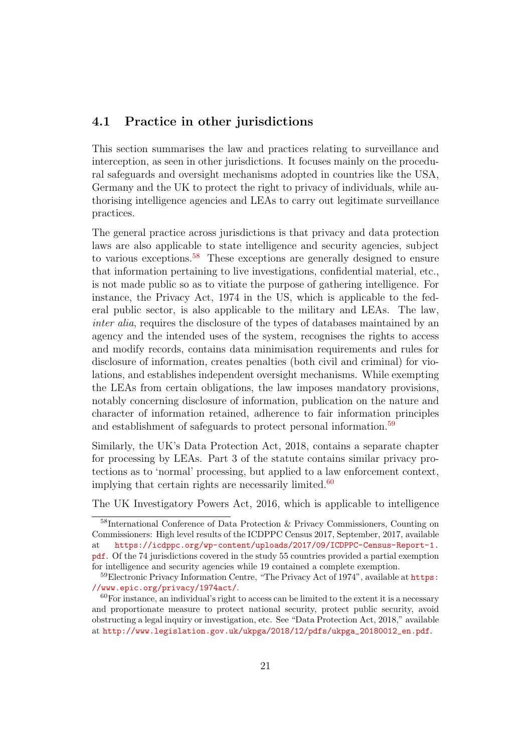## 4.1 Practice in other jurisdictions

This section summarises the law and practices relating to surveillance and interception, as seen in other jurisdictions. It focuses mainly on the procedural safeguards and oversight mechanisms adopted in countries like the USA, Germany and the UK to protect the right to privacy of individuals, while authorising intelligence agencies and LEAs to carry out legitimate surveillance practices.

The general practice across jurisdictions is that privacy and data protection laws are also applicable to state intelligence and security agencies, subject to various exceptions.[58] These exceptions are generally designed to ensure that information pertaining to live investigations, confidential material, etc., is not made public so as to vitiate the purpose of gathering intelligence. For instance, the Privacy Act, 1974 in the US, which is applicable to the federal public sector, is also applicable to the military and LEAs. The law, *inter alia*, requires the disclosure of the types of databases maintained by an agency and the intended uses of the system, recognises the rights to access and modify records, contains data minimisation requirements and rules for disclosure of information, creates penalties (both civil and criminal) for violations, and establishes independent oversight mechanisms. While exempting the LEAs from certain obligations, the law imposes mandatory provisions, notably concerning disclosure of information, publication on the nature and character of information retained, adherence to fair information principles and establishment of safeguards to protect personal information.[59]

Similarly, the UK's Data Protection Act, 2018, contains a separate chapter for processing by LEAs. Part 3 of the statute contains similar privacy protections as to 'normal' processing, but applied to a law enforcement context, implying that certain rights are necessarily limited.[60]

The UK Investigatory Powers Act, 2016, which is applicable to intelligence

---

[58] International Conference of Data Protection & Privacy Commissioners, Counting on Commissioners: High level results of the ICDPPC Census 2017, September, 2017, available at https://icdppc.org/wp-content/uploads/2017/09/ICDPPC-Census-Report-1.pdf. Of the 74 jurisdictions covered in the study 55 countries provided a partial exemption for intelligence and security agencies while 19 contained a complete exemption.

[59] Electronic Privacy Information Centre, "The Privacy Act of 1974", available at https://www.epic.org/privacy/1974act/.

[60] For instance, an individual's right to access can be limited to the extent it is a necessary and proportionate measure to protect national security, protect public security, avoid obstructing a legal inquiry or investigation, etc. See "Data Protection Act, 2018," available at http://www.legislation.gov.uk/ukpga/2018/12/pdfs/ukpga_20180012_en.pdf.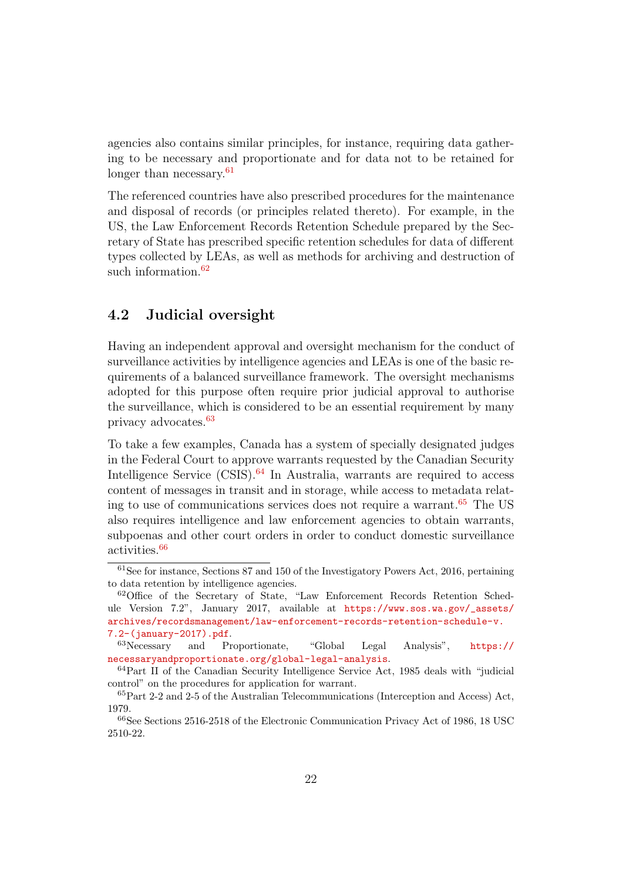agencies also contains similar principles, for instance, requiring data gathering to be necessary and proportionate and for data not to be retained for longer than necessary.[61]

The referenced countries have also prescribed procedures for the maintenance and disposal of records (or principles related thereto). For example, in the US, the Law Enforcement Records Retention Schedule prepared by the Secretary of State has prescribed specific retention schedules for data of different types collected by LEAs, as well as methods for archiving and destruction of such information.[62]

## 4.2 Judicial oversight

Having an independent approval and oversight mechanism for the conduct of surveillance activities by intelligence agencies and LEAs is one of the basic requirements of a balanced surveillance framework. The oversight mechanisms adopted for this purpose often require prior judicial approval to authorise the surveillance, which is considered to be an essential requirement by many privacy advocates.[63]

To take a few examples, Canada has a system of specially designated judges in the Federal Court to approve warrants requested by the Canadian Security Intelligence Service (CSIS).[64] In Australia, warrants are required to access content of messages in transit and in storage, while access to metadata relating to use of communications services does not require a warrant.[65] The US also requires intelligence and law enforcement agencies to obtain warrants, subpoenas and other court orders in order to conduct domestic surveillance activities.[66]

---

[61] See for instance, Sections 87 and 150 of the Investigatory Powers Act, 2016, pertaining to data retention by intelligence agencies.

[62] Office of the Secretary of State, "Law Enforcement Records Retention Schedule Version 7.2", January 2017, available at https://www.sos.wa.gov/_assets/archives/recordsmanagement/law-enforcement-records-retention-schedule-v.7.2-(january-2017).pdf.

[63] Necessary and Proportionate, "Global Legal Analysis", https://necessaryandproportionate.org/global-legal-analysis.

[64] Part II of the Canadian Security Intelligence Service Act, 1985 deals with "judicial control" on the procedures for application for warrant.

[65] Part 2-2 and 2-5 of the Australian Telecommunications (Interception and Access) Act, 1979.

[66] See Sections 2516-2518 of the Electronic Communication Privacy Act of 1986, 18 USC 2510-22.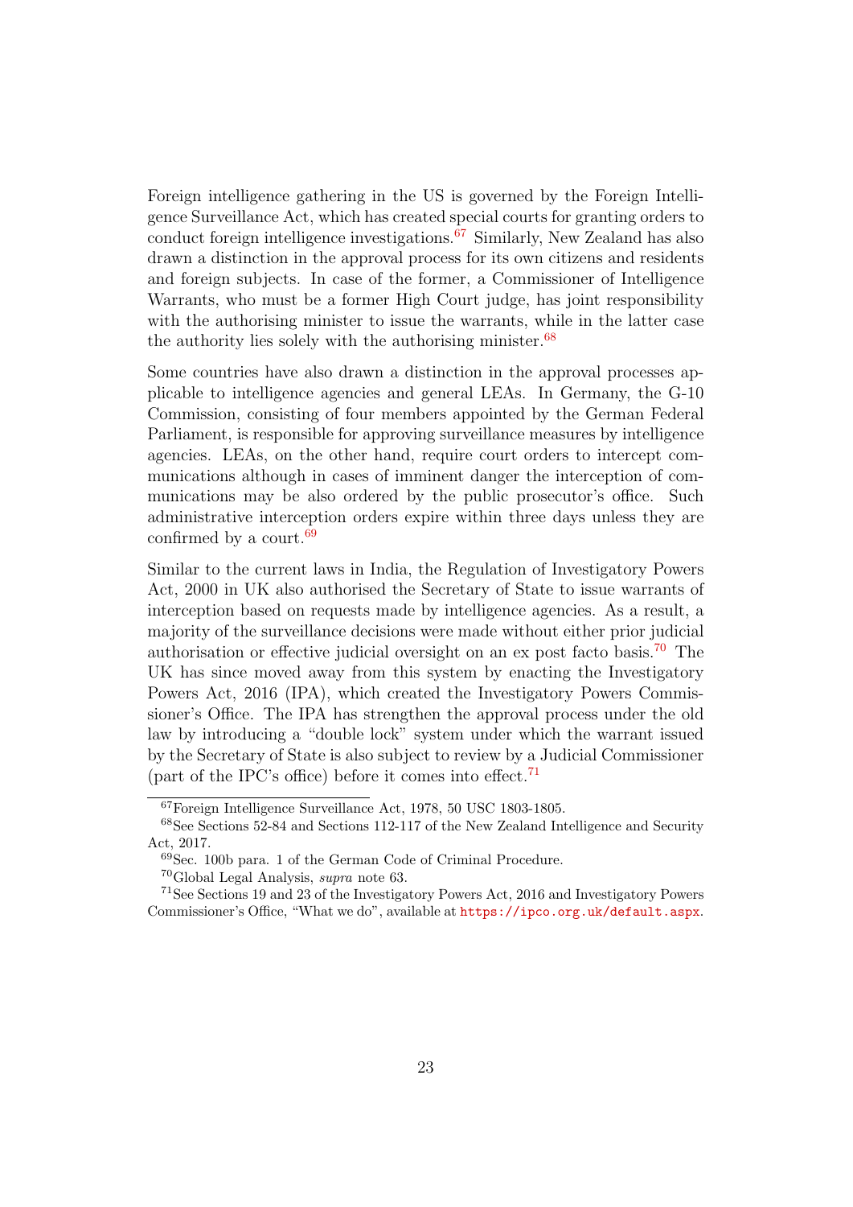Foreign intelligence gathering in the US is governed by the Foreign Intelligence Surveillance Act, which has created special courts for granting orders to conduct foreign intelligence investigations.[67] Similarly, New Zealand has also drawn a distinction in the approval process for its own citizens and residents and foreign subjects. In case of the former, a Commissioner of Intelligence Warrants, who must be a former High Court judge, has joint responsibility with the authorising minister to issue the warrants, while in the latter case the authority lies solely with the authorising minister.[68]

Some countries have also drawn a distinction in the approval processes applicable to intelligence agencies and general LEAs. In Germany, the G-10 Commission, consisting of four members appointed by the German Federal Parliament, is responsible for approving surveillance measures by intelligence agencies. LEAs, on the other hand, require court orders to intercept communications although in cases of imminent danger the interception of communications may be also ordered by the public prosecutor's office. Such administrative interception orders expire within three days unless they are confirmed by a court.[69]

Similar to the current laws in India, the Regulation of Investigatory Powers Act, 2000 in UK also authorised the Secretary of State to issue warrants of interception based on requests made by intelligence agencies. As a result, a majority of the surveillance decisions were made without either prior judicial authorisation or effective judicial oversight on an ex post facto basis.[70] The UK has since moved away from this system by enacting the Investigatory Powers Act, 2016 (IPA), which created the Investigatory Powers Commissioner's Office. The IPA has strengthen the approval process under the old law by introducing a "double lock" system under which the warrant issued by the Secretary of State is also subject to review by a Judicial Commissioner (part of the IPC's office) before it comes into effect.[71]

---

[67] Foreign Intelligence Surveillance Act, 1978, 50 USC 1803-1805.

[68] See Sections 52-84 and Sections 112-117 of the New Zealand Intelligence and Security Act, 2017.

[69] Sec. 100b para. 1 of the German Code of Criminal Procedure.

[70] Global Legal Analysis, *supra* note 63.

[71] See Sections 19 and 23 of the Investigatory Powers Act, 2016 and Investigatory Powers Commissioner's Office, "What we do", available at https://ipco.org.uk/default.aspx.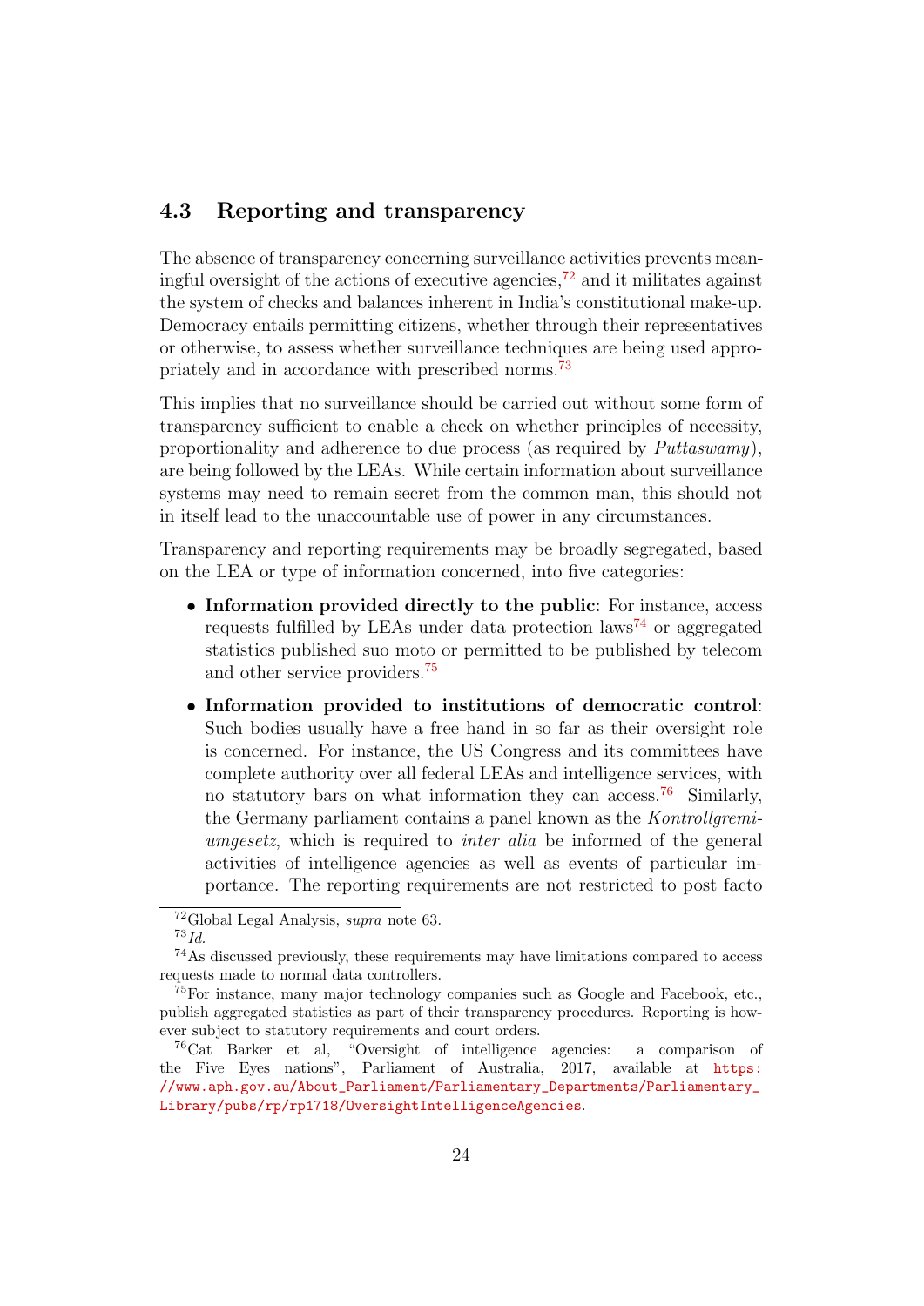### 4.3 Reporting and transparency

The absence of transparency concerning surveillance activities prevents meaningful oversight of the actions of executive agencies,[72] and it militates against the system of checks and balances inherent in India's constitutional make-up. Democracy entails permitting citizens, whether through their representatives or otherwise, to assess whether surveillance techniques are being used appropriately and in accordance with prescribed norms.[73]

This implies that no surveillance should be carried out without some form of transparency sufficient to enable a check on whether principles of necessity, proportionality and adherence to due process (as required by *Puttaswamy*), are being followed by the LEAs. While certain information about surveillance systems may need to remain secret from the common man, this should not in itself lead to the unaccountable use of power in any circumstances.

Transparency and reporting requirements may be broadly segregated, based on the LEA or type of information concerned, into five categories:

- **Information provided directly to the public**: For instance, access requests fulfilled by LEAs under data protection laws[74] or aggregated statistics published suo moto or permitted to be published by telecom and other service providers.[75]
- **Information provided to institutions of democratic control**: Such bodies usually have a free hand in so far as their oversight role is concerned. For instance, the US Congress and its committees have complete authority over all federal LEAs and intelligence services, with no statutory bars on what information they can access.[76] Similarly, the Germany parliament contains a panel known as the *Kontrollgremiumgesetz*, which is required to *inter alia* be informed of the general activities of intelligence agencies as well as events of particular importance. The reporting requirements are not restricted to post facto

---

[72] Global Legal Analysis, *supra* note 63.

[73] *Id.*

[74] As discussed previously, these requirements may have limitations compared to access requests made to normal data controllers.

[75] For instance, many major technology companies such as Google and Facebook, etc., publish aggregated statistics as part of their transparency procedures. Reporting is however subject to statutory requirements and court orders.

[76] Cat Barker et al, "Oversight of intelligence agencies: a comparison of the Five Eyes nations", Parliament of Australia, 2017, available at https://www.aph.gov.au/About_Parliament/Parliamentary_Departments/Parliamentary_Library/pubs/rp/rp1718/OversightIntelligenceAgencies.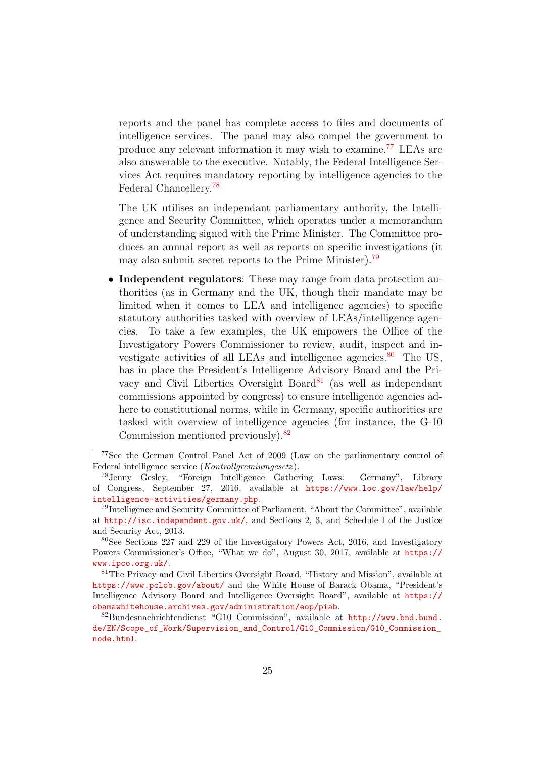reports and the panel has complete access to files and documents of intelligence services. The panel may also compel the government to produce any relevant information it may wish to examine.[77] LEAs are also answerable to the executive. Notably, the Federal Intelligence Services Act requires mandatory reporting by intelligence agencies to the Federal Chancellery.[78]

The UK utilises an independant parliamentary authority, the Intelligence and Security Committee, which operates under a memorandum of understanding signed with the Prime Minister. The Committee produces an annual report as well as reports on specific investigations (it may also submit secret reports to the Prime Minister).[79]

- **Independent regulators**: These may range from data protection authorities (as in Germany and the UK, though their mandate may be limited when it comes to LEA and intelligence agencies) to specific statutory authorities tasked with overview of LEAs/intelligence agencies. To take a few examples, the UK empowers the Office of the Investigatory Powers Commissioner to review, audit, inspect and investigate activities of all LEAs and intelligence agencies.[80] The US, has in place the President's Intelligence Advisory Board and the Privacy and Civil Liberties Oversight Board[81] (as well as independant commissions appointed by congress) to ensure intelligence agencies adhere to constitutional norms, while in Germany, specific authorities are tasked with overview of intelligence agencies (for instance, the G-10 Commission mentioned previously).[82]

[77] See the German Control Panel Act of 2009 (Law on the parliamentary control of Federal intelligence service (*Kontrollgremiumgesetz*).

[78] Jenny Gesley, "Foreign Intelligence Gathering Laws: Germany", Library of Congress, September 27, 2016, available at https://www.loc.gov/law/help/intelligence-activities/germany.php.

[79] Intelligence and Security Committee of Parliament, "About the Committee", available at http://isc.independent.gov.uk/, and Sections 2, 3, and Schedule I of the Justice and Security Act, 2013.

[80] See Sections 227 and 229 of the Investigatory Powers Act, 2016, and Investigatory Powers Commissioner's Office, "What we do", August 30, 2017, available at https://www.ipco.org.uk/.

[81] The Privacy and Civil Liberties Oversight Board, "History and Mission", available at https://www.pclob.gov/about/ and the White House of Barack Obama, "President's Intelligence Advisory Board and Intelligence Oversight Board", available at https://obamawhitehouse.archives.gov/administration/eop/piab.

[82] Bundesnachrichtendienst "G10 Commission", available at http://www.bnd.bund.de/EN/Scope_of_Work/Supervision_and_Control/G10_Commission/G10_Commission_node.html.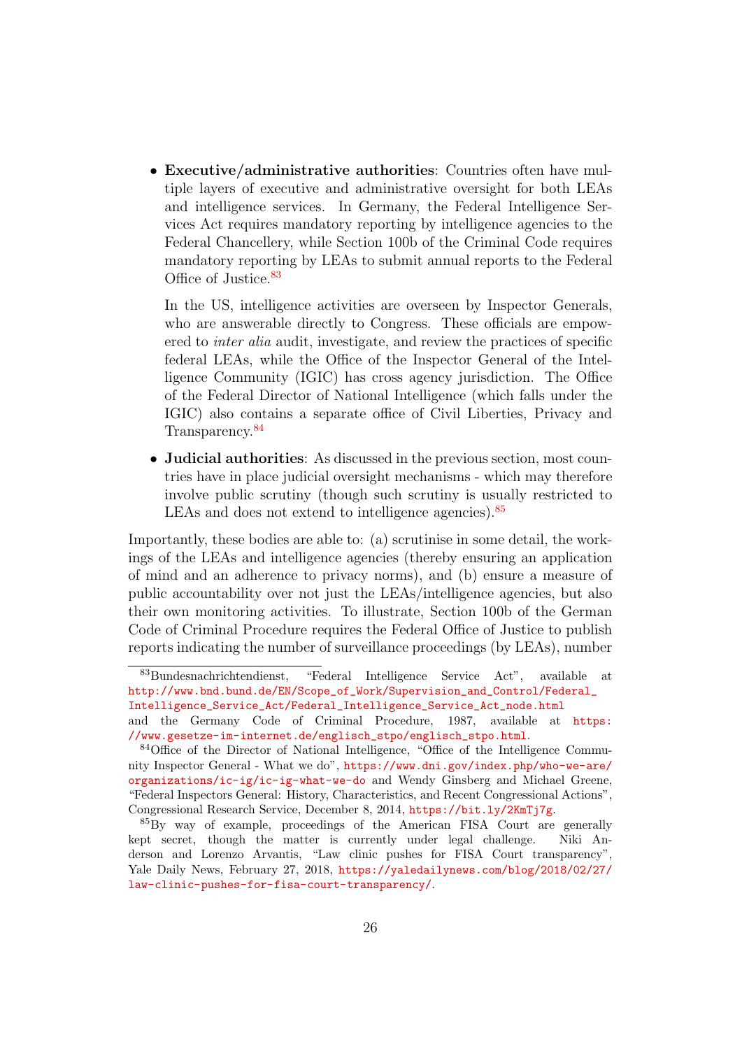- **Executive/administrative authorities**: Countries often have multiple layers of executive and administrative oversight for both LEAs and intelligence services. In Germany, the Federal Intelligence Services Act requires mandatory reporting by intelligence agencies to the Federal Chancellery, while Section 100b of the Criminal Code requires mandatory reporting by LEAs to submit annual reports to the Federal Office of Justice.[83]

  In the US, intelligence activities are overseen by Inspector Generals, who are answerable directly to Congress. These officials are empowered to *inter alia* audit, investigate, and review the practices of specific federal LEAs, while the Office of the Inspector General of the Intelligence Community (IGIC) has cross agency jurisdiction. The Office of the Federal Director of National Intelligence (which falls under the IGIC) also contains a separate office of Civil Liberties, Privacy and Transparency.[84]

- **Judicial authorities**: As discussed in the previous section, most countries have in place judicial oversight mechanisms - which may therefore involve public scrutiny (though such scrutiny is usually restricted to LEAs and does not extend to intelligence agencies).[85]

Importantly, these bodies are able to: (a) scrutinise in some detail, the workings of the LEAs and intelligence agencies (thereby ensuring an application of mind and an adherence to privacy norms), and (b) ensure a measure of public accountability over not just the LEAs/intelligence agencies, but also their own monitoring activities. To illustrate, Section 100b of the German Code of Criminal Procedure requires the Federal Office of Justice to publish reports indicating the number of surveillance proceedings (by LEAs), number

---

[83] Bundesnachrichtendienst, "Federal Intelligence Service Act", available at http://www.bnd.bund.de/EN/Scope_of_Work/Supervision_and_Control/Federal_Intelligence_Service_Act/Federal_Intelligence_Service_Act_node.html and the Germany Code of Criminal Procedure, 1987, available at https://www.gesetze-im-internet.de/englisch_stpo/englisch_stpo.html.

[84] Office of the Director of National Intelligence, "Office of the Intelligence Community Inspector General - What we do", https://www.dni.gov/index.php/who-we-are/organizations/ic-ig/ic-ig-what-we-do and Wendy Ginsberg and Michael Greene, "Federal Inspectors General: History, Characteristics, and Recent Congressional Actions", Congressional Research Service, December 8, 2014, https://bit.ly/2KmTj7g.

[85] By way of example, proceedings of the American FISA Court are generally kept secret, though the matter is currently under legal challenge. Niki Anderson and Lorenzo Arvantis, "Law clinic pushes for FISA Court transparency", Yale Daily News, February 27, 2018, https://yaledailynews.com/blog/2018/02/27/law-clinic-pushes-for-fisa-court-transparency/.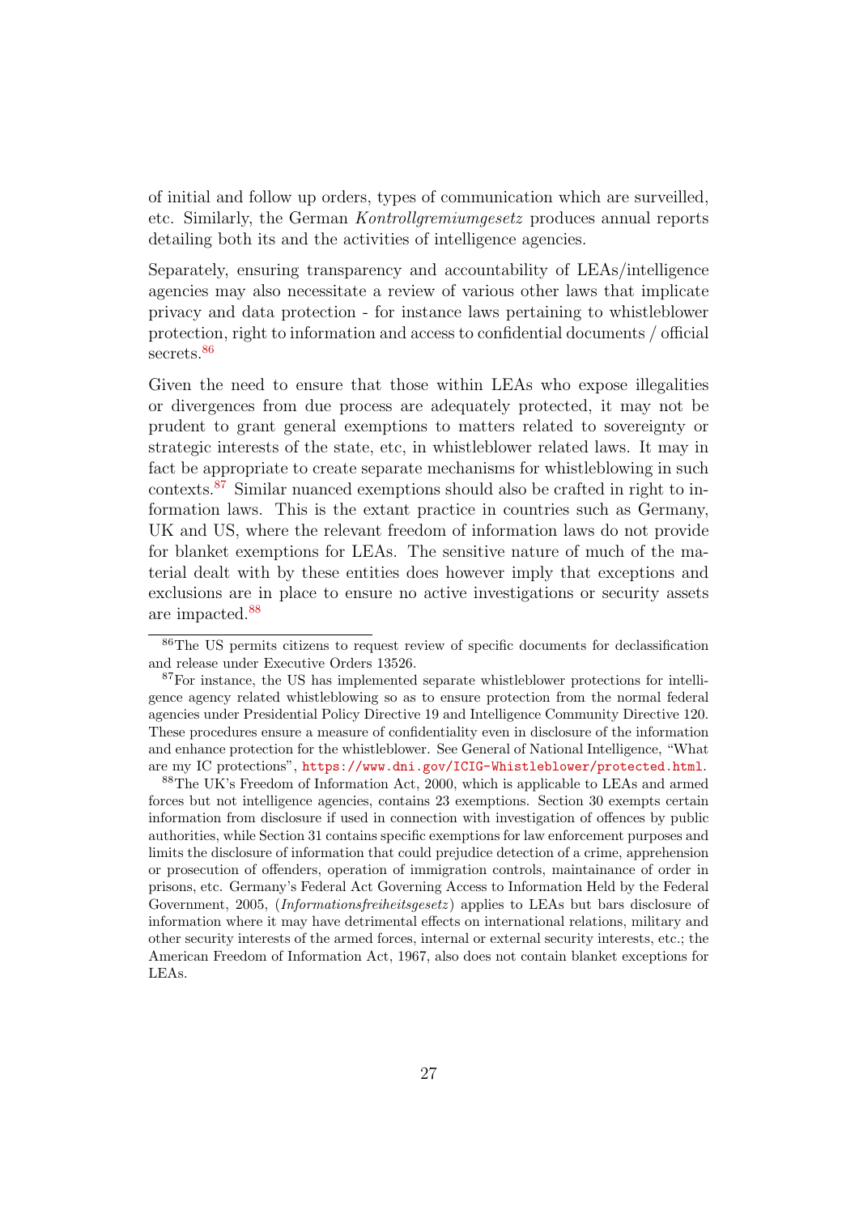of initial and follow up orders, types of communication which are surveilled, etc. Similarly, the German *Kontrollgremiumgesetz* produces annual reports detailing both its and the activities of intelligence agencies.

Separately, ensuring transparency and accountability of LEAs/intelligence agencies may also necessitate a review of various other laws that implicate privacy and data protection - for instance laws pertaining to whistleblower protection, right to information and access to confidential documents / official secrets.[86]

Given the need to ensure that those within LEAs who expose illegalities or divergences from due process are adequately protected, it may not be prudent to grant general exemptions to matters related to sovereignty or strategic interests of the state, etc, in whistleblower related laws. It may in fact be appropriate to create separate mechanisms for whistleblowing in such contexts.[87] Similar nuanced exemptions should also be crafted in right to information laws. This is the extant practice in countries such as Germany, UK and US, where the relevant freedom of information laws do not provide for blanket exemptions for LEAs. The sensitive nature of much of the material dealt with by these entities does however imply that exceptions and exclusions are in place to ensure no active investigations or security assets are impacted.[88]

[86] The US permits citizens to request review of specific documents for declassification and release under Executive Orders 13526.

[87] For instance, the US has implemented separate whistleblower protections for intelligence agency related whistleblowing so as to ensure protection from the normal federal agencies under Presidential Policy Directive 19 and Intelligence Community Directive 120. These procedures ensure a measure of confidentiality even in disclosure of the information and enhance protection for the whistleblower. See General of National Intelligence, "What are my IC protections", https://www.dni.gov/ICIG-Whistleblower/protected.html.

[88] The UK's Freedom of Information Act, 2000, which is applicable to LEAs and armed forces but not intelligence agencies, contains 23 exemptions. Section 30 exempts certain information from disclosure if used in connection with investigation of offences by public authorities, while Section 31 contains specific exemptions for law enforcement purposes and limits the disclosure of information that could prejudice detection of a crime, apprehension or prosecution of offenders, operation of immigration controls, maintainance of order in prisons, etc. Germany's Federal Act Governing Access to Information Held by the Federal Government, 2005, (*Informationsfreiheitsgesetz*) applies to LEAs but bars disclosure of information where it may have detrimental effects on international relations, military and other security interests of the armed forces, internal or external security interests, etc.; the American Freedom of Information Act, 1967, also does not contain blanket exceptions for LEAs.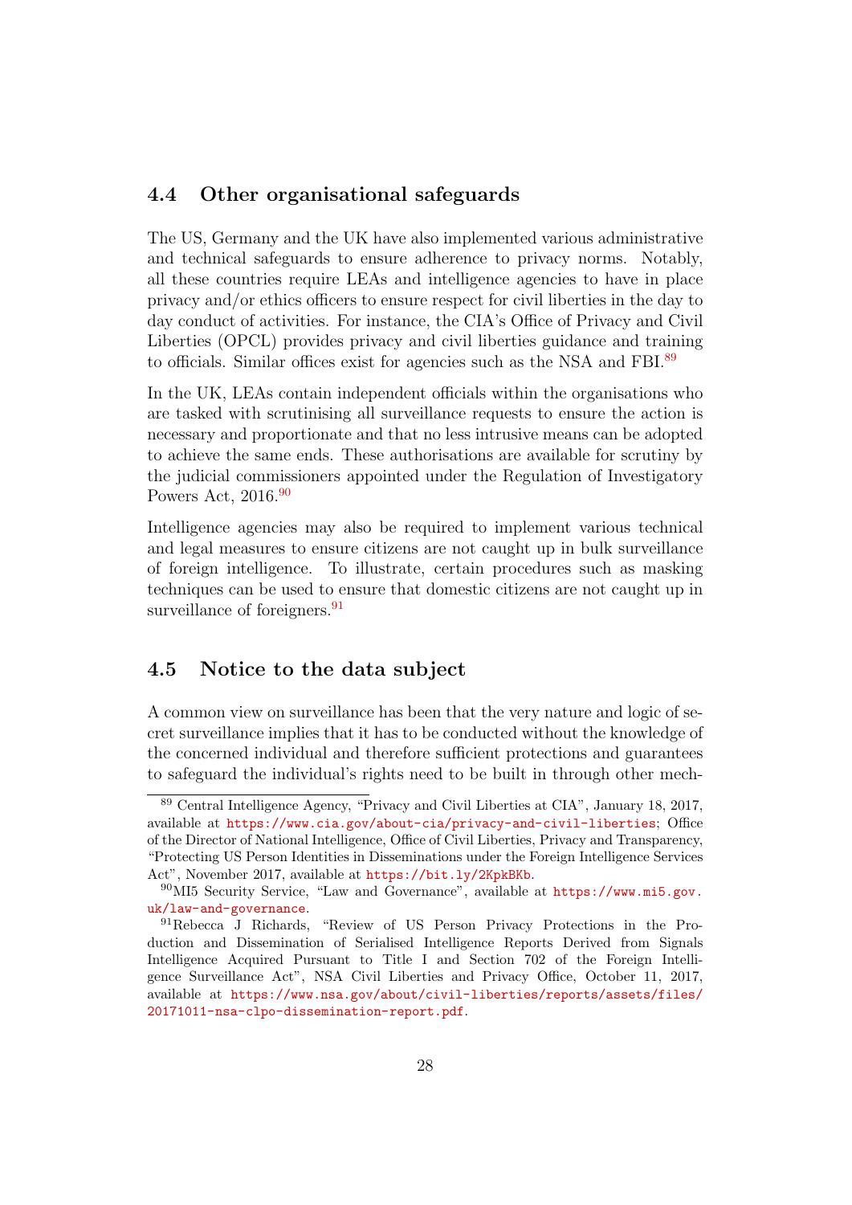## 4.4 Other organisational safeguards

The US, Germany and the UK have also implemented various administrative and technical safeguards to ensure adherence to privacy norms. Notably, all these countries require LEAs and intelligence agencies to have in place privacy and/or ethics officers to ensure respect for civil liberties in the day to day conduct of activities. For instance, the CIA's Office of Privacy and Civil Liberties (OPCL) provides privacy and civil liberties guidance and training to officials. Similar offices exist for agencies such as the NSA and FBI.[89]

In the UK, LEAs contain independent officials within the organisations who are tasked with scrutinising all surveillance requests to ensure the action is necessary and proportionate and that no less intrusive means can be adopted to achieve the same ends. These authorisations are available for scrutiny by the judicial commissioners appointed under the Regulation of Investigatory Powers Act, 2016.[90]

Intelligence agencies may also be required to implement various technical and legal measures to ensure citizens are not caught up in bulk surveillance of foreign intelligence. To illustrate, certain procedures such as masking techniques can be used to ensure that domestic citizens are not caught up in surveillance of foreigners.[91]

## 4.5 Notice to the data subject

A common view on surveillance has been that the very nature and logic of secret surveillance implies that it has to be conducted without the knowledge of the concerned individual and therefore sufficient protections and guarantees to safeguard the individual's rights need to be built in through other mech-

---

[89] Central Intelligence Agency, "Privacy and Civil Liberties at CIA", January 18, 2017, available at https://www.cia.gov/about-cia/privacy-and-civil-liberties; Office of the Director of National Intelligence, Office of Civil Liberties, Privacy and Transparency, "Protecting US Person Identities in Disseminations under the Foreign Intelligence Services Act", November 2017, available at https://bit.ly/2KpkBKb.

[90] MI5 Security Service, "Law and Governance", available at https://www.mi5.gov.uk/law-and-governance.

[91] Rebecca J Richards, "Review of US Person Privacy Protections in the Production and Dissemination of Serialised Intelligence Reports Derived from Signals Intelligence Acquired Pursuant to Title I and Section 702 of the Foreign Intelligence Surveillance Act", NSA Civil Liberties and Privacy Office, October 11, 2017, available at https://www.nsa.gov/about/civil-liberties/reports/assets/files/20171011-nsa-clpo-dissemination-report.pdf.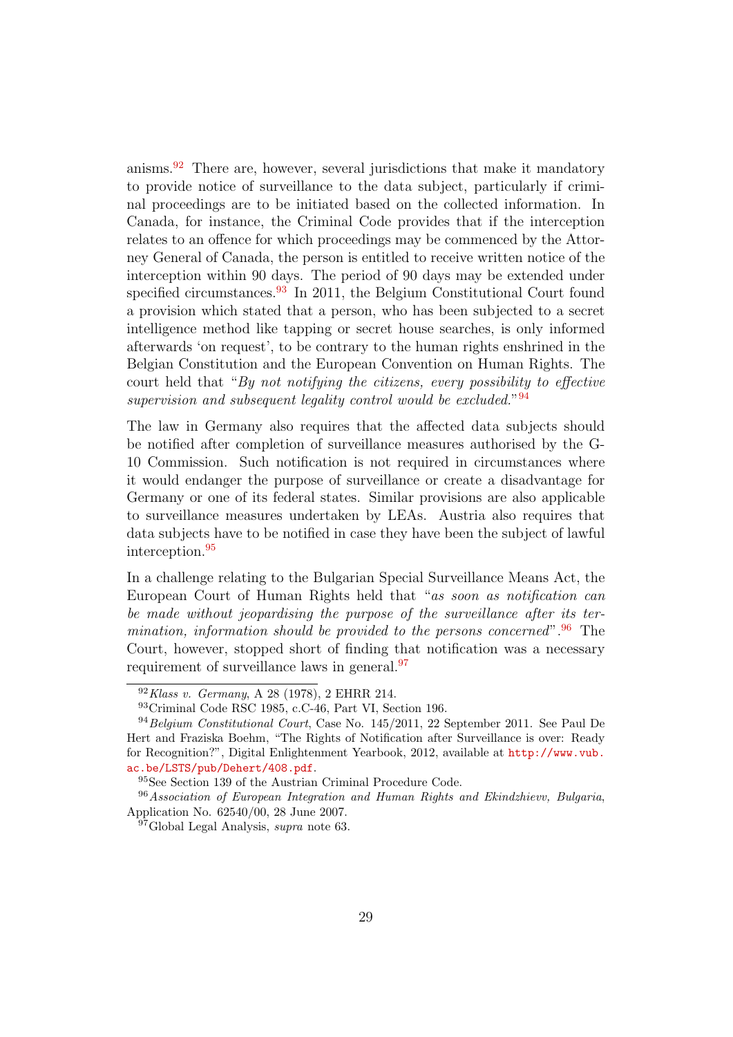anisms.[92] There are, however, several jurisdictions that make it mandatory to provide notice of surveillance to the data subject, particularly if criminal proceedings are to be initiated based on the collected information. In Canada, for instance, the Criminal Code provides that if the interception relates to an offence for which proceedings may be commenced by the Attorney General of Canada, the person is entitled to receive written notice of the interception within 90 days. The period of 90 days may be extended under specified circumstances.[93] In 2011, the Belgium Constitutional Court found a provision which stated that a person, who has been subjected to a secret intelligence method like tapping or secret house searches, is only informed afterwards 'on request', to be contrary to the human rights enshrined in the Belgian Constitution and the European Convention on Human Rights. The court held that "*By not notifying the citizens, every possibility to effective supervision and subsequent legality control would be excluded.*"[94]

The law in Germany also requires that the affected data subjects should be notified after completion of surveillance measures authorised by the G-10 Commission. Such notification is not required in circumstances where it would endanger the purpose of surveillance or create a disadvantage for Germany or one of its federal states. Similar provisions are also applicable to surveillance measures undertaken by LEAs. Austria also requires that data subjects have to be notified in case they have been the subject of lawful interception.[95]

In a challenge relating to the Bulgarian Special Surveillance Means Act, the European Court of Human Rights held that "*as soon as notification can be made without jeopardising the purpose of the surveillance after its termination, information should be provided to the persons concerned*".[96] The Court, however, stopped short of finding that notification was a necessary requirement of surveillance laws in general.[97]

---

[92] *Klass v. Germany*, A 28 (1978), 2 EHRR 214.

[93] Criminal Code RSC 1985, c.C-46, Part VI, Section 196.

[94] *Belgium Constitutional Court*, Case No. 145/2011, 22 September 2011. See Paul De Hert and Fraziska Boehm, "The Rights of Notification after Surveillance is over: Ready for Recognition?", Digital Enlightenment Yearbook, 2012, available at http://www.vub.ac.be/LSTS/pub/Dehert/408.pdf.

[95] See Section 139 of the Austrian Criminal Procedure Code.

[96] *Association of European Integration and Human Rights and Ekindzhievv, Bulgaria*, Application No. 62540/00, 28 June 2007.

[97] Global Legal Analysis, *supra* note 63.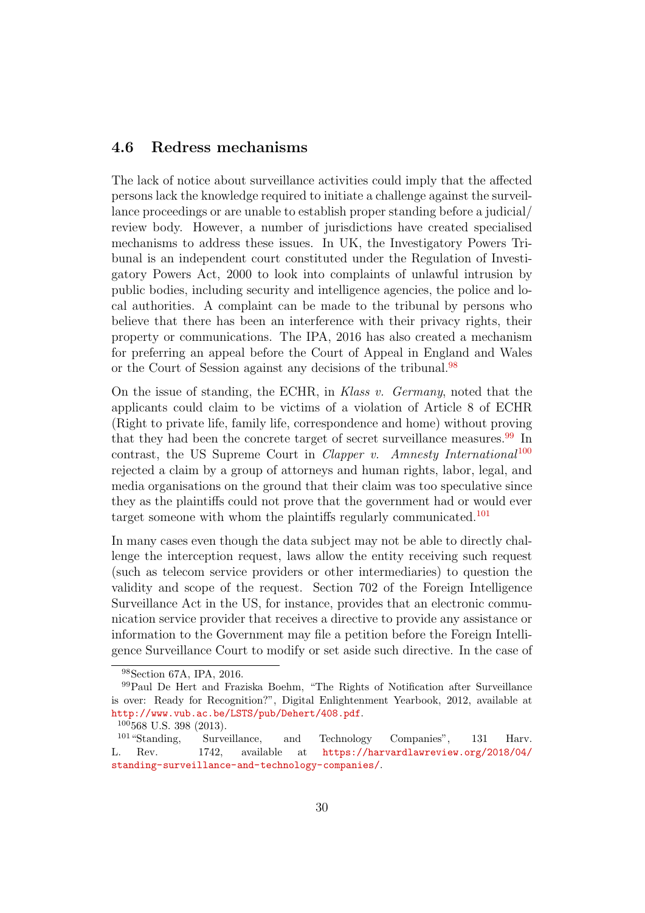### 4.6 Redress mechanisms

The lack of notice about surveillance activities could imply that the affected persons lack the knowledge required to initiate a challenge against the surveillance proceedings or are unable to establish proper standing before a judicial/ review body. However, a number of jurisdictions have created specialised mechanisms to address these issues. In UK, the Investigatory Powers Tribunal is an independent court constituted under the Regulation of Investigatory Powers Act, 2000 to look into complaints of unlawful intrusion by public bodies, including security and intelligence agencies, the police and local authorities. A complaint can be made to the tribunal by persons who believe that there has been an interference with their privacy rights, their property or communications. The IPA, 2016 has also created a mechanism for preferring an appeal before the Court of Appeal in England and Wales or the Court of Session against any decisions of the tribunal.[98]

On the issue of standing, the ECHR, in *Klass v. Germany*, noted that the applicants could claim to be victims of a violation of Article 8 of ECHR (Right to private life, family life, correspondence and home) without proving that they had been the concrete target of secret surveillance measures.[99] In contrast, the US Supreme Court in *Clapper v. Amnesty International*[100] rejected a claim by a group of attorneys and human rights, labor, legal, and media organisations on the ground that their claim was too speculative since they as the plaintiffs could not prove that the government had or would ever target someone with whom the plaintiffs regularly communicated.[101]

In many cases even though the data subject may not be able to directly challenge the interception request, laws allow the entity receiving such request (such as telecom service providers or other intermediaries) to question the validity and scope of the request. Section 702 of the Foreign Intelligence Surveillance Act in the US, for instance, provides that an electronic communication service provider that receives a directive to provide any assistance or information to the Government may file a petition before the Foreign Intelligence Surveillance Court to modify or set aside such directive. In the case of

---

[98] Section 67A, IPA, 2016.

[99] Paul De Hert and Fraziska Boehm, "The Rights of Notification after Surveillance is over: Ready for Recognition?", Digital Enlightenment Yearbook, 2012, available at http://www.vub.ac.be/LSTS/pub/Dehert/408.pdf.

[100] 568 U.S. 398 (2013).

[101] "Standing, Surveillance, and Technology Companies", 131 Harv. L. Rev. 1742, available at https://harvardlawreview.org/2018/04/standing-surveillance-and-technology-companies/.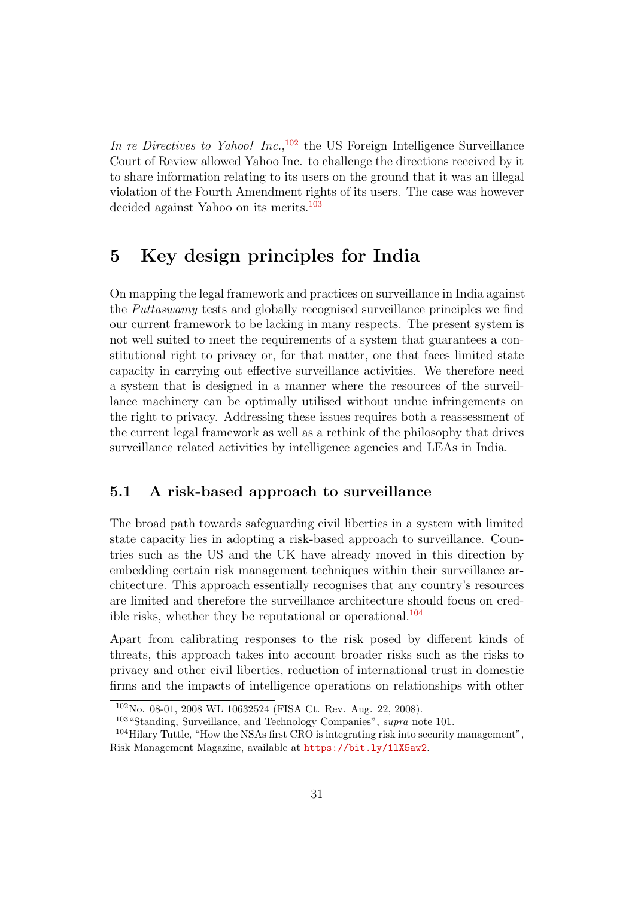*In re Directives to Yahoo! Inc.*,[102] the US Foreign Intelligence Surveillance Court of Review allowed Yahoo Inc. to challenge the directions received by it to share information relating to its users on the ground that it was an illegal violation of the Fourth Amendment rights of its users. The case was however decided against Yahoo on its merits.[103]

# 5 Key design principles for India

On mapping the legal framework and practices on surveillance in India against the *Puttaswamy* tests and globally recognised surveillance principles we find our current framework to be lacking in many respects. The present system is not well suited to meet the requirements of a system that guarantees a constitutional right to privacy or, for that matter, one that faces limited state capacity in carrying out effective surveillance activities. We therefore need a system that is designed in a manner where the resources of the surveillance machinery can be optimally utilised without undue infringements on the right to privacy. Addressing these issues requires both a reassessment of the current legal framework as well as a rethink of the philosophy that drives surveillance related activities by intelligence agencies and LEAs in India.

## 5.1 A risk-based approach to surveillance

The broad path towards safeguarding civil liberties in a system with limited state capacity lies in adopting a risk-based approach to surveillance. Countries such as the US and the UK have already moved in this direction by embedding certain risk management techniques within their surveillance architecture. This approach essentially recognises that any country's resources are limited and therefore the surveillance architecture should focus on credible risks, whether they be reputational or operational.[104]

Apart from calibrating responses to the risk posed by different kinds of threats, this approach takes into account broader risks such as the risks to privacy and other civil liberties, reduction of international trust in domestic firms and the impacts of intelligence operations on relationships with other

[102] No. 08-01, 2008 WL 10632524 (FISA Ct. Rev. Aug. 22, 2008).

[103] "Standing, Surveillance, and Technology Companies", *supra* note 101.

[104] Hilary Tuttle, "How the NSAs first CRO is integrating risk into security management", Risk Management Magazine, available at https://bit.ly/1lX5aw2.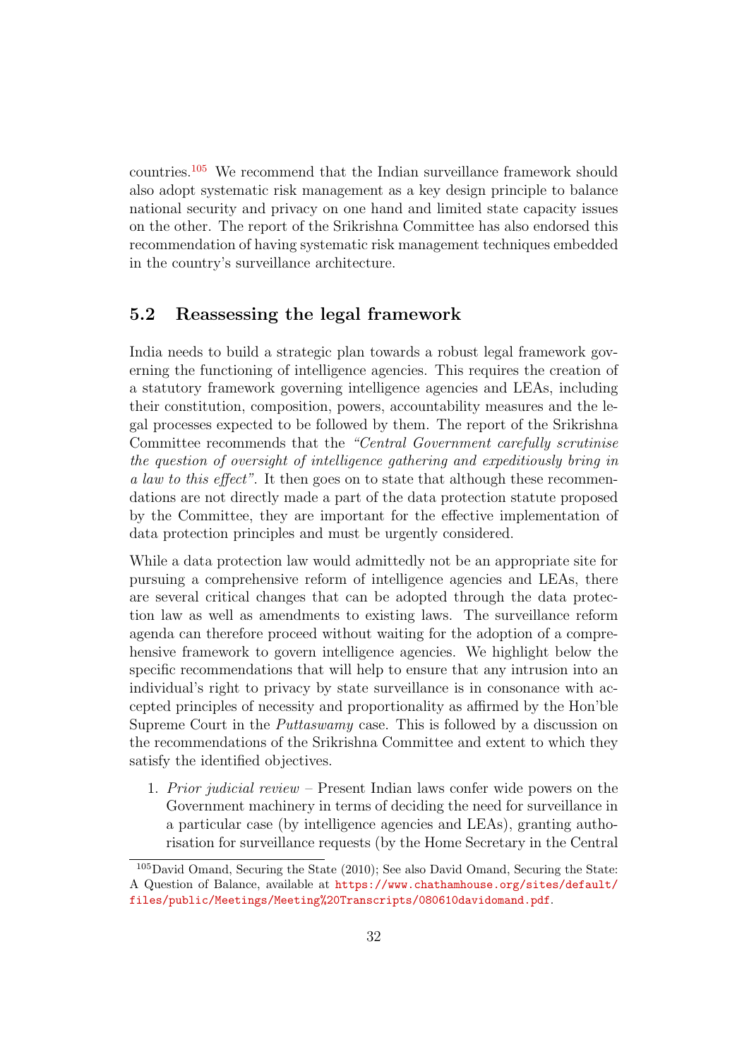countries.[105] We recommend that the Indian surveillance framework should also adopt systematic risk management as a key design principle to balance national security and privacy on one hand and limited state capacity issues on the other. The report of the Srikrishna Committee has also endorsed this recommendation of having systematic risk management techniques embedded in the country's surveillance architecture.

## 5.2 Reassessing the legal framework

India needs to build a strategic plan towards a robust legal framework governing the functioning of intelligence agencies. This requires the creation of a statutory framework governing intelligence agencies and LEAs, including their constitution, composition, powers, accountability measures and the legal processes expected to be followed by them. The report of the Srikrishna Committee recommends that the *"Central Government carefully scrutinise the question of oversight of intelligence gathering and expeditiously bring in a law to this effect"*. It then goes on to state that although these recommendations are not directly made a part of the data protection statute proposed by the Committee, they are important for the effective implementation of data protection principles and must be urgently considered.

While a data protection law would admittedly not be an appropriate site for pursuing a comprehensive reform of intelligence agencies and LEAs, there are several critical changes that can be adopted through the data protection law as well as amendments to existing laws. The surveillance reform agenda can therefore proceed without waiting for the adoption of a comprehensive framework to govern intelligence agencies. We highlight below the specific recommendations that will help to ensure that any intrusion into an individual's right to privacy by state surveillance is in consonance with accepted principles of necessity and proportionality as affirmed by the Hon'ble Supreme Court in the *Puttaswamy* case. This is followed by a discussion on the recommendations of the Srikrishna Committee and extent to which they satisfy the identified objectives.

1. *Prior judicial review* – Present Indian laws confer wide powers on the Government machinery in terms of deciding the need for surveillance in a particular case (by intelligence agencies and LEAs), granting authorisation for surveillance requests (by the Home Secretary in the Central

[105] David Omand, Securing the State (2010); See also David Omand, Securing the State: A Question of Balance, available at https://www.chathamhouse.org/sites/default/files/public/Meetings/Meeting%20Transcripts/080610davidomand.pdf.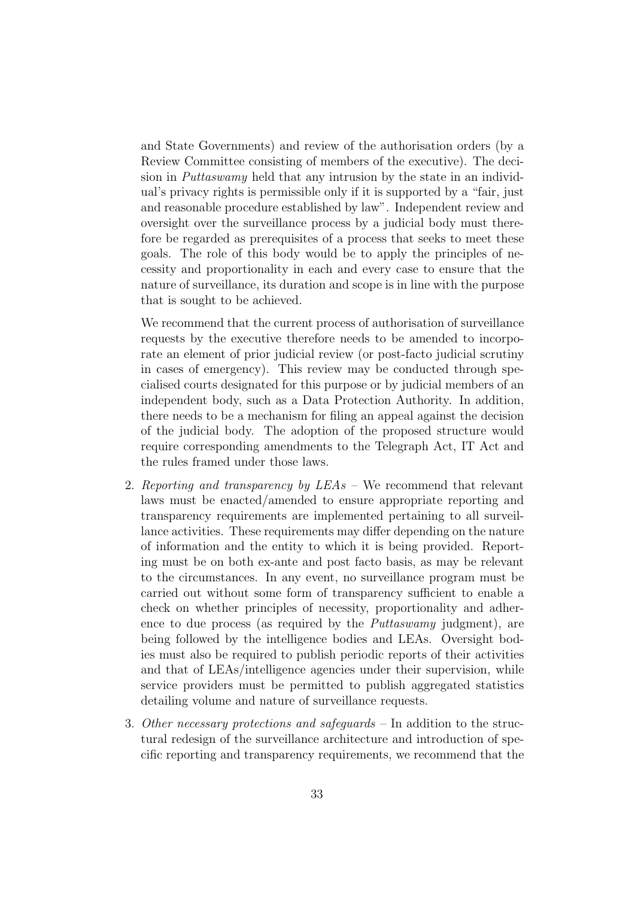and State Governments) and review of the authorisation orders (by a Review Committee consisting of members of the executive). The decision in *Puttaswamy* held that any intrusion by the state in an individual's privacy rights is permissible only if it is supported by a "fair, just and reasonable procedure established by law". Independent review and oversight over the surveillance process by a judicial body must therefore be regarded as prerequisites of a process that seeks to meet these goals. The role of this body would be to apply the principles of necessity and proportionality in each and every case to ensure that the nature of surveillance, its duration and scope is in line with the purpose that is sought to be achieved.

We recommend that the current process of authorisation of surveillance requests by the executive therefore needs to be amended to incorporate an element of prior judicial review (or post-facto judicial scrutiny in cases of emergency). This review may be conducted through specialised courts designated for this purpose or by judicial members of an independent body, such as a Data Protection Authority. In addition, there needs to be a mechanism for filing an appeal against the decision of the judicial body. The adoption of the proposed structure would require corresponding amendments to the Telegraph Act, IT Act and the rules framed under those laws.

2. *Reporting and transparency by LEAs* – We recommend that relevant laws must be enacted/amended to ensure appropriate reporting and transparency requirements are implemented pertaining to all surveillance activities. These requirements may differ depending on the nature of information and the entity to which it is being provided. Reporting must be on both ex-ante and post facto basis, as may be relevant to the circumstances. In any event, no surveillance program must be carried out without some form of transparency sufficient to enable a check on whether principles of necessity, proportionality and adherence to due process (as required by the *Puttaswamy* judgment), are being followed by the intelligence bodies and LEAs. Oversight bodies must also be required to publish periodic reports of their activities and that of LEAs/intelligence agencies under their supervision, while service providers must be permitted to publish aggregated statistics detailing volume and nature of surveillance requests.

3. *Other necessary protections and safeguards* – In addition to the structural redesign of the surveillance architecture and introduction of specific reporting and transparency requirements, we recommend that the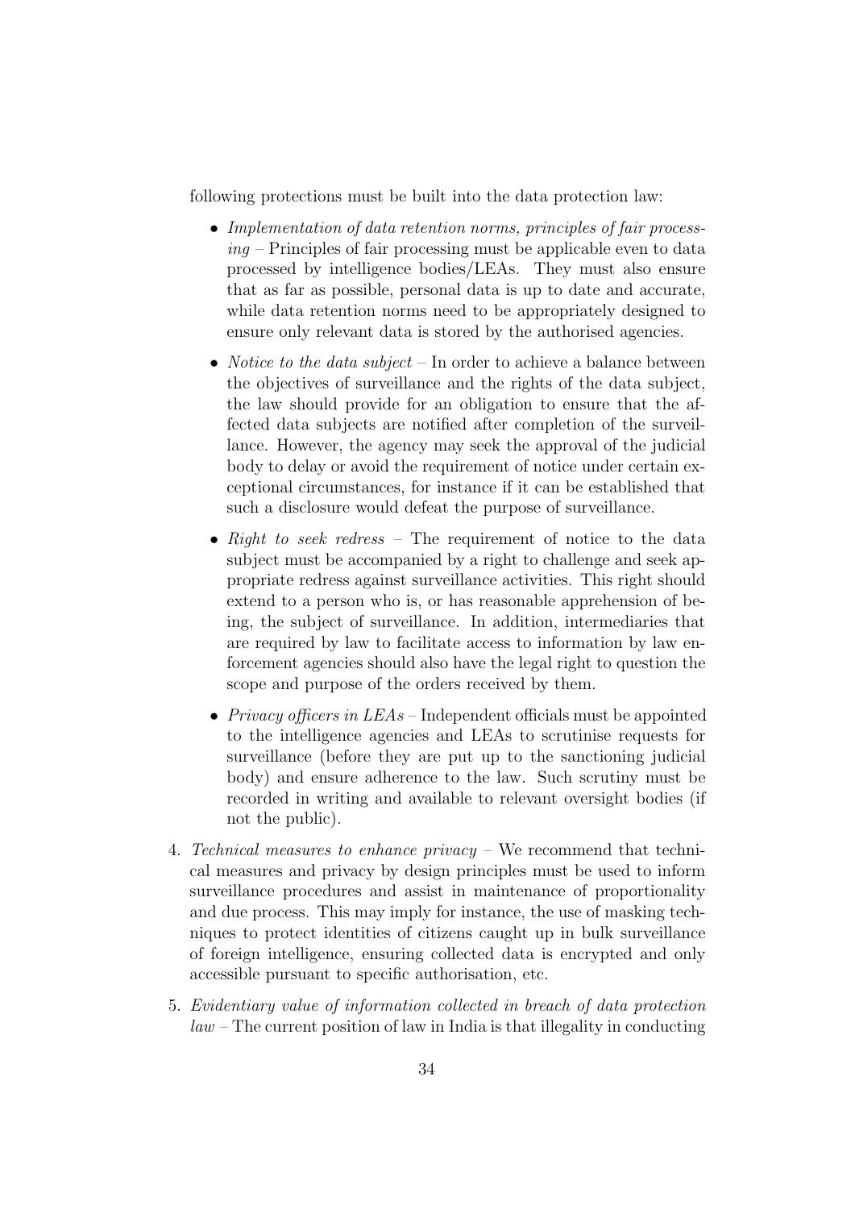following protections must be built into the data protection law:

- *Implementation of data retention norms, principles of fair processing* – Principles of fair processing must be applicable even to data processed by intelligence bodies/LEAs. They must also ensure that as far as possible, personal data is up to date and accurate, while data retention norms need to be appropriately designed to ensure only relevant data is stored by the authorised agencies.

- *Notice to the data subject* – In order to achieve a balance between the objectives of surveillance and the rights of the data subject, the law should provide for an obligation to ensure that the affected data subjects are notified after completion of the surveillance. However, the agency may seek the approval of the judicial body to delay or avoid the requirement of notice under certain exceptional circumstances, for instance if it can be established that such a disclosure would defeat the purpose of surveillance.

- *Right to seek redress* – The requirement of notice to the data subject must be accompanied by a right to challenge and seek appropriate redress against surveillance activities. This right should extend to a person who is, or has reasonable apprehension of being, the subject of surveillance. In addition, intermediaries that are required by law to facilitate access to information by law enforcement agencies should also have the legal right to question the scope and purpose of the orders received by them.

- *Privacy officers in LEAs* – Independent officials must be appointed to the intelligence agencies and LEAs to scrutinise requests for surveillance (before they are put up to the sanctioning judicial body) and ensure adherence to the law. Such scrutiny must be recorded in writing and available to relevant oversight bodies (if not the public).

4. *Technical measures to enhance privacy* – We recommend that technical measures and privacy by design principles must be used to inform surveillance procedures and assist in maintenance of proportionality and due process. This may imply for instance, the use of masking techniques to protect identities of citizens caught up in bulk surveillance of foreign intelligence, ensuring collected data is encrypted and only accessible pursuant to specific authorisation, etc.

5. *Evidentiary value of information collected in breach of data protection law* – The current position of law in India is that illegality in conducting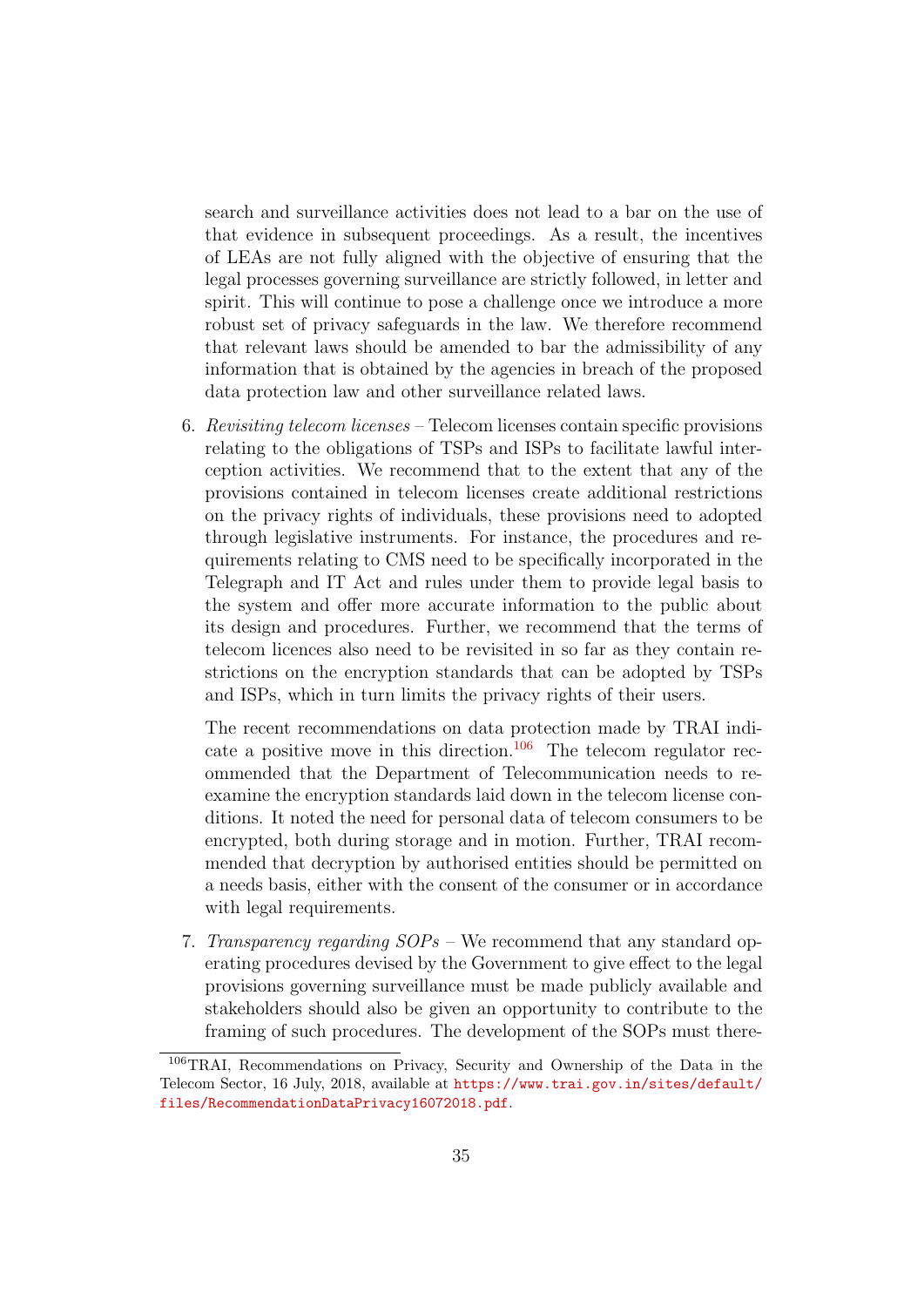search and surveillance activities does not lead to a bar on the use of that evidence in subsequent proceedings. As a result, the incentives of LEAs are not fully aligned with the objective of ensuring that the legal processes governing surveillance are strictly followed, in letter and spirit. This will continue to pose a challenge once we introduce a more robust set of privacy safeguards in the law. We therefore recommend that relevant laws should be amended to bar the admissibility of any information that is obtained by the agencies in breach of the proposed data protection law and other surveillance related laws.

6. *Revisiting telecom licenses* – Telecom licenses contain specific provisions relating to the obligations of TSPs and ISPs to facilitate lawful interception activities. We recommend that to the extent that any of the provisions contained in telecom licenses create additional restrictions on the privacy rights of individuals, these provisions need to adopted through legislative instruments. For instance, the procedures and requirements relating to CMS need to be specifically incorporated in the Telegraph and IT Act and rules under them to provide legal basis to the system and offer more accurate information to the public about its design and procedures. Further, we recommend that the terms of telecom licences also need to be revisited in so far as they contain restrictions on the encryption standards that can be adopted by TSPs and ISPs, which in turn limits the privacy rights of their users.

   The recent recommendations on data protection made by TRAI indicate a positive move in this direction.[106] The telecom regulator recommended that the Department of Telecommunication needs to reexamine the encryption standards laid down in the telecom license conditions. It noted the need for personal data of telecom consumers to be encrypted, both during storage and in motion. Further, TRAI recommended that decryption by authorised entities should be permitted on a needs basis, either with the consent of the consumer or in accordance with legal requirements.

7. *Transparency regarding SOPs* – We recommend that any standard operating procedures devised by the Government to give effect to the legal provisions governing surveillance must be made publicly available and stakeholders should also be given an opportunity to contribute to the framing of such procedures. The development of the SOPs must there-

[106] TRAI, Recommendations on Privacy, Security and Ownership of the Data in the Telecom Sector, 16 July, 2018, available at https://www.trai.gov.in/sites/default/files/RecommendationDataPrivacy16072018.pdf.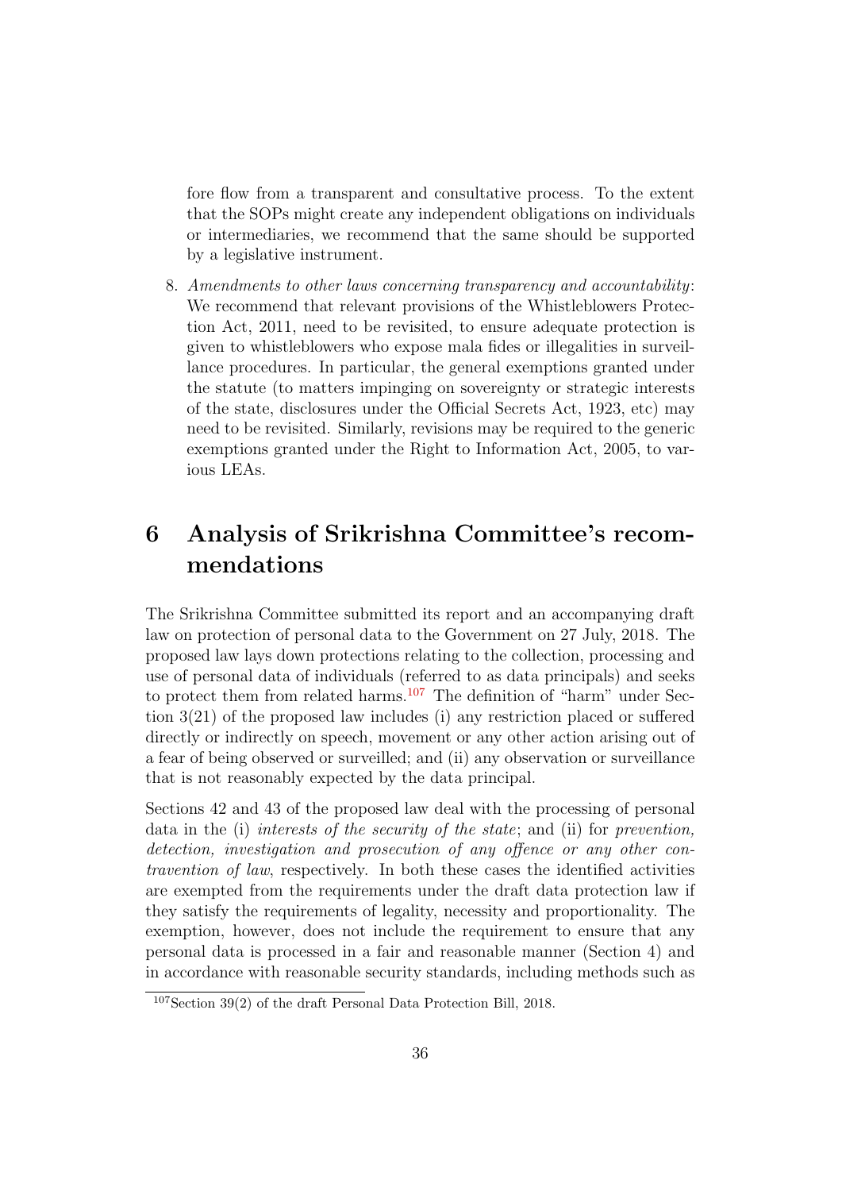fore flow from a transparent and consultative process. To the extent that the SOPs might create any independent obligations on individuals or intermediaries, we recommend that the same should be supported by a legislative instrument.

8. *Amendments to other laws concerning transparency and accountability*: We recommend that relevant provisions of the Whistleblowers Protection Act, 2011, need to be revisited, to ensure adequate protection is given to whistleblowers who expose mala fides or illegalities in surveillance procedures. In particular, the general exemptions granted under the statute (to matters impinging on sovereignty or strategic interests of the state, disclosures under the Official Secrets Act, 1923, etc) may need to be revisited. Similarly, revisions may be required to the generic exemptions granted under the Right to Information Act, 2005, to various LEAs.

# 6 Analysis of Srikrishna Committee's recommendations

The Srikrishna Committee submitted its report and an accompanying draft law on protection of personal data to the Government on 27 July, 2018. The proposed law lays down protections relating to the collection, processing and use of personal data of individuals (referred to as data principals) and seeks to protect them from related harms.[107] The definition of "harm" under Section 3(21) of the proposed law includes (i) any restriction placed or suffered directly or indirectly on speech, movement or any other action arising out of a fear of being observed or surveilled; and (ii) any observation or surveillance that is not reasonably expected by the data principal.

Sections 42 and 43 of the proposed law deal with the processing of personal data in the (i) *interests of the security of the state*; and (ii) for *prevention, detection, investigation and prosecution of any offence or any other contravention of law*, respectively. In both these cases the identified activities are exempted from the requirements under the draft data protection law if they satisfy the requirements of legality, necessity and proportionality. The exemption, however, does not include the requirement to ensure that any personal data is processed in a fair and reasonable manner (Section 4) and in accordance with reasonable security standards, including methods such as

[107] Section 39(2) of the draft Personal Data Protection Bill, 2018.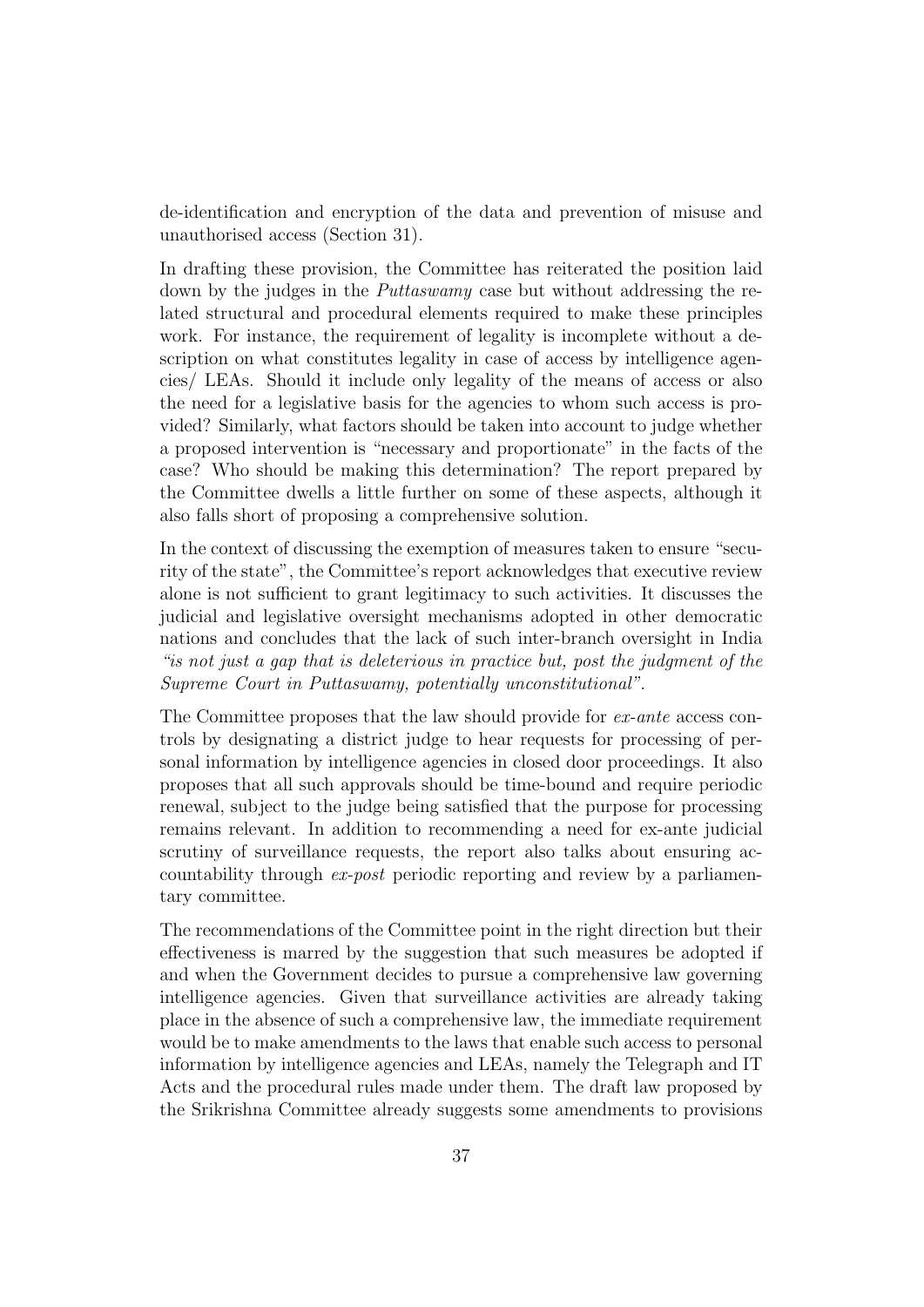de-identification and encryption of the data and prevention of misuse and unauthorised access (Section 31).

In drafting these provision, the Committee has reiterated the position laid down by the judges in the *Puttaswamy* case but without addressing the related structural and procedural elements required to make these principles work. For instance, the requirement of legality is incomplete without a description on what constitutes legality in case of access by intelligence agencies/ LEAs. Should it include only legality of the means of access or also the need for a legislative basis for the agencies to whom such access is provided? Similarly, what factors should be taken into account to judge whether a proposed intervention is "necessary and proportionate" in the facts of the case? Who should be making this determination? The report prepared by the Committee dwells a little further on some of these aspects, although it also falls short of proposing a comprehensive solution.

In the context of discussing the exemption of measures taken to ensure "security of the state", the Committee's report acknowledges that executive review alone is not sufficient to grant legitimacy to such activities. It discusses the judicial and legislative oversight mechanisms adopted in other democratic nations and concludes that the lack of such inter-branch oversight in India *"is not just a gap that is deleterious in practice but, post the judgment of the Supreme Court in Puttaswamy, potentially unconstitutional"*.

The Committee proposes that the law should provide for *ex-ante* access controls by designating a district judge to hear requests for processing of personal information by intelligence agencies in closed door proceedings. It also proposes that all such approvals should be time-bound and require periodic renewal, subject to the judge being satisfied that the purpose for processing remains relevant. In addition to recommending a need for ex-ante judicial scrutiny of surveillance requests, the report also talks about ensuring accountability through *ex-post* periodic reporting and review by a parliamentary committee.

The recommendations of the Committee point in the right direction but their effectiveness is marred by the suggestion that such measures be adopted if and when the Government decides to pursue a comprehensive law governing intelligence agencies. Given that surveillance activities are already taking place in the absence of such a comprehensive law, the immediate requirement would be to make amendments to the laws that enable such access to personal information by intelligence agencies and LEAs, namely the Telegraph and IT Acts and the procedural rules made under them. The draft law proposed by the Srikrishna Committee already suggests some amendments to provisions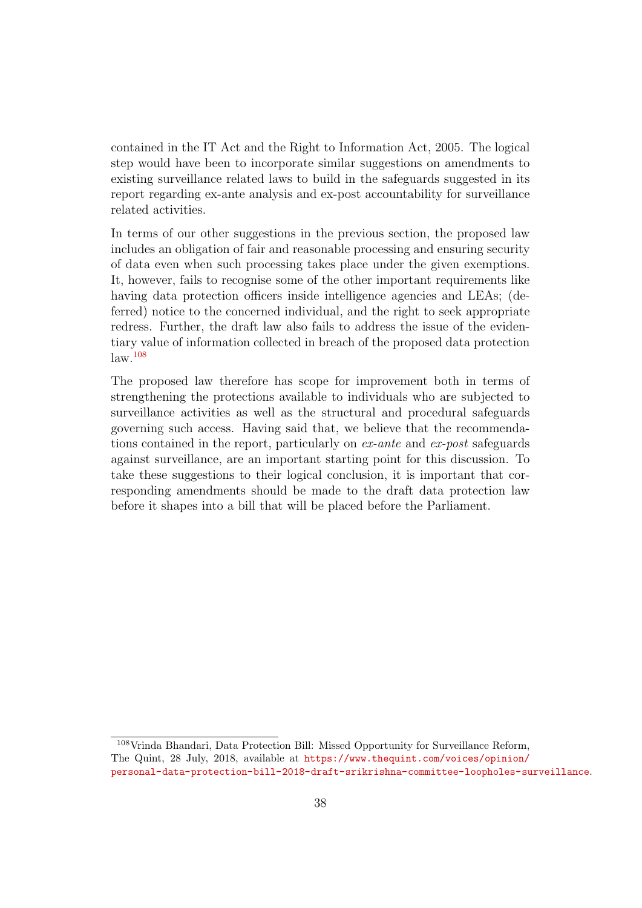contained in the IT Act and the Right to Information Act, 2005. The logical step would have been to incorporate similar suggestions on amendments to existing surveillance related laws to build in the safeguards suggested in its report regarding ex-ante analysis and ex-post accountability for surveillance related activities.

In terms of our other suggestions in the previous section, the proposed law includes an obligation of fair and reasonable processing and ensuring security of data even when such processing takes place under the given exemptions. It, however, fails to recognise some of the other important requirements like having data protection officers inside intelligence agencies and LEAs; (deferred) notice to the concerned individual, and the right to seek appropriate redress. Further, the draft law also fails to address the issue of the evidentiary value of information collected in breach of the proposed data protection law.[108]

The proposed law therefore has scope for improvement both in terms of strengthening the protections available to individuals who are subjected to surveillance activities as well as the structural and procedural safeguards governing such access. Having said that, we believe that the recommendations contained in the report, particularly on *ex-ante* and *ex-post* safeguards against surveillance, are an important starting point for this discussion. To take these suggestions to their logical conclusion, it is important that corresponding amendments should be made to the draft data protection law before it shapes into a bill that will be placed before the Parliament.

---

[108] Vrinda Bhandari, Data Protection Bill: Missed Opportunity for Surveillance Reform, The Quint, 28 July, 2018, available at https://www.thequint.com/voices/opinion/personal-data-protection-bill-2018-draft-srikrishna-committee-loopholes-surveillance.